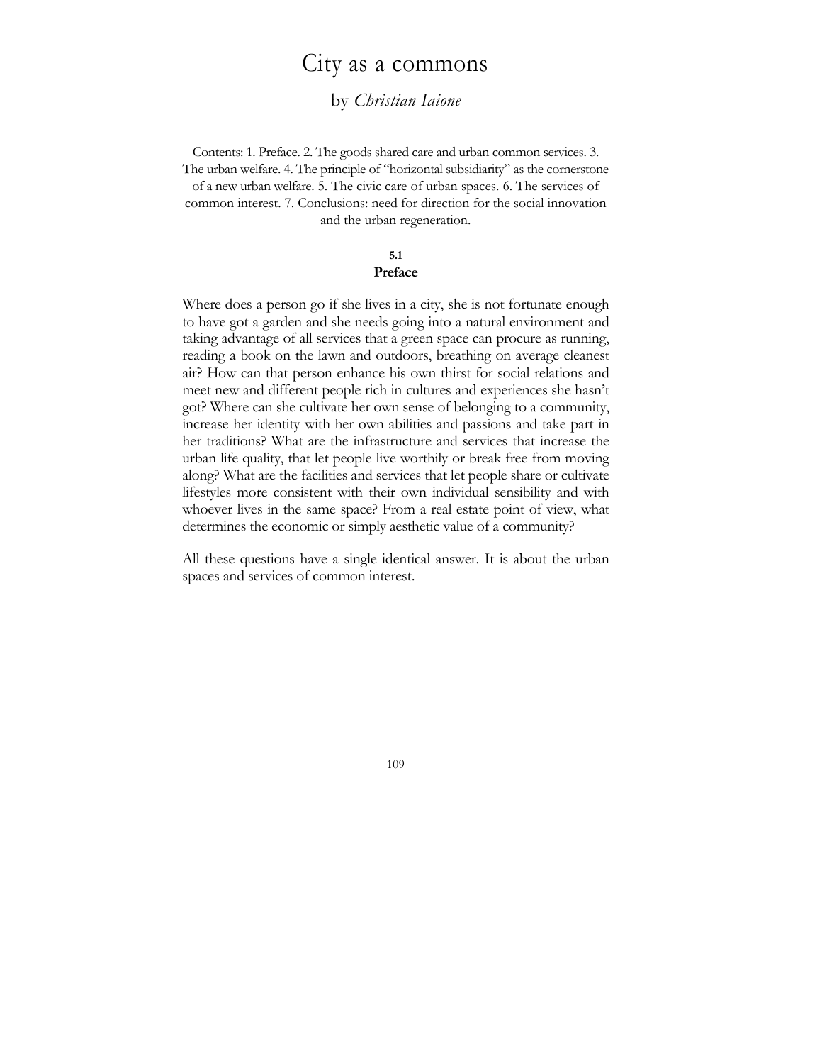# City as a commons

by *Christian Iaione*

Contents: 1. Preface. 2. The goods shared care and urban common services. 3. The urban welfare. 4. The principle of "horizontal subsidiarity" as the cornerstone of a new urban welfare. 5. The civic care of urban spaces. 6. The services of common interest. 7. Conclusions: need for direction for the social innovation and the urban regeneration.

## 5.1 Preface

Where does a person go if she lives in a city, she is not fortunate enough to have got a garden and she needs going into a natural environment and taking advantage of all services that a green space can procure as running, reading a book on the lawn and outdoors, breathing on average cleanest air? How can that person enhance his own thirst for social relations and meet new and different people rich in cultures and experiences she hasn't got? Where can she cultivate her own sense of belonging to a community, increase her identity with her own abilities and passions and take part in her traditions? What are the infrastructure and services that increase the urban life quality, that let people live worthily or break free from moving along? What are the facilities and services that let people share or cultivate lifestyles more consistent with their own individual sensibility and with whoever lives in the same space? From a real estate point of view, what determines the economic or simply aesthetic value of a community?

All these questions have a single identical answer. It is about the urban spaces and services of common interest.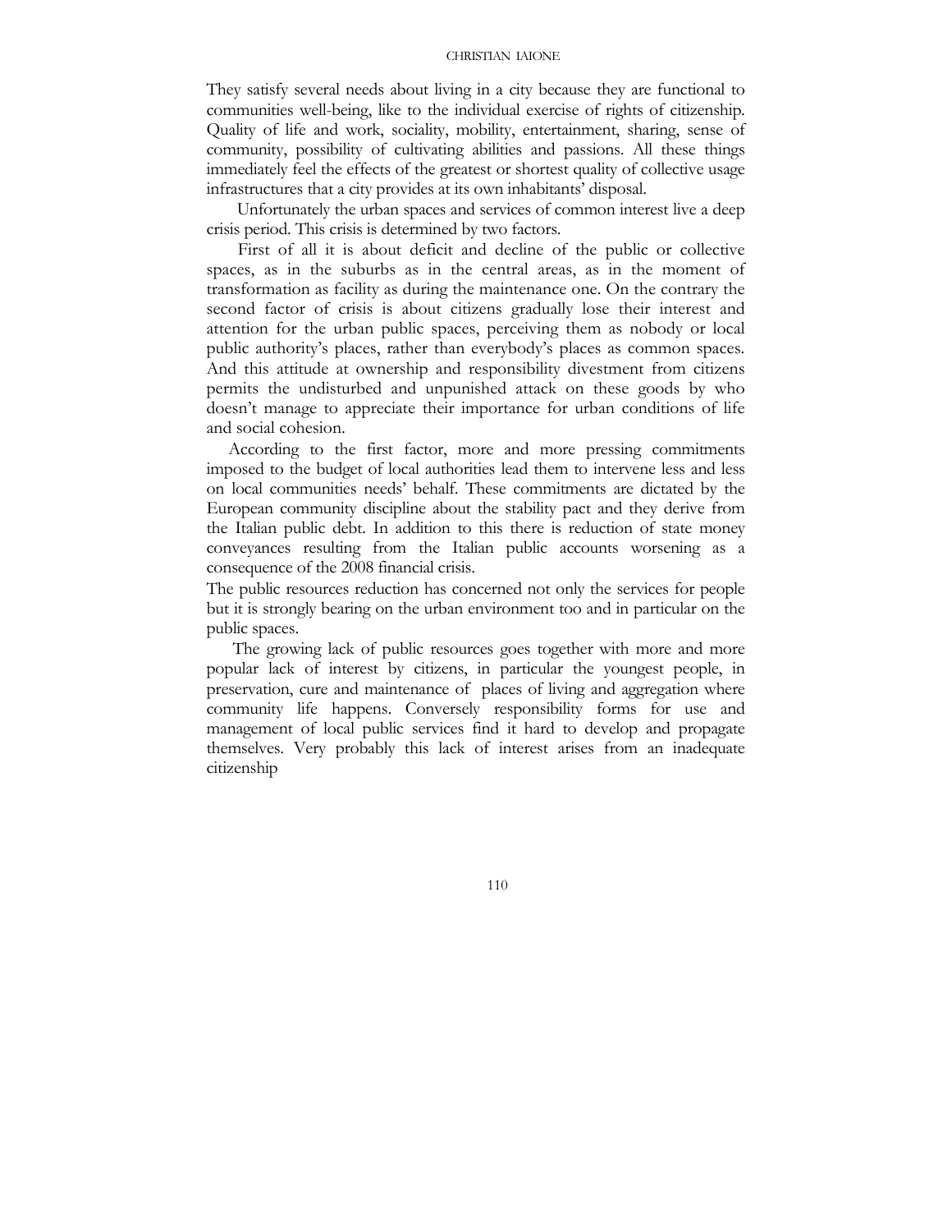They satisfy several needs about living in a city because they are functional to communities well-being, like to the individual exercise of rights of citizenship. Quality of life and work, sociality, mobility, entertainment, sharing, sense of community, possibility of cultivating abilities and passions. All these things immediately feel the effects of the greatest or shortest quality of collective usage infrastructures that a city provides at its own inhabitants' disposal.

Unfortunately the urban spaces and services of common interest live a deep crisis period. This crisis is determined by two factors.

First of all it is about deficit and decline of the public or collective spaces, as in the suburbs as in the central areas, as in the moment of transformation as facility as during the maintenance one. On the contrary the second factor of crisis is about citizens gradually lose their interest and attention for the urban public spaces, perceiving them as nobody or local public authority's places, rather than everybody's places as common spaces. And this attitude at ownership and responsibility divestment from citizens permits the undisturbed and unpunished attack on these goods by who doesn't manage to appreciate their importance for urban conditions of life and social cohesion.

According to the first factor, more and more pressing commitments imposed to the budget of local authorities lead them to intervene less and less on local communities needs' behalf. These commitments are dictated by the European community discipline about the stability pact and they derive from the Italian public debt. In addition to this there is reduction of state money conveyances resulting from the Italian public accounts worsening as a consequence of the 2008 financial crisis.

The public resources reduction has concerned not only the services for people but it is strongly bearing on the urban environment too and in particular on the public spaces.

The growing lack of public resources goes together with more and more popular lack of interest by citizens, in particular the youngest people, in preservation, cure and maintenance of places of living and aggregation where community life happens. Conversely responsibility forms for use and management of local public services find it hard to develop and propagate themselves. Very probably this lack of interest arises from an inadequate citizenship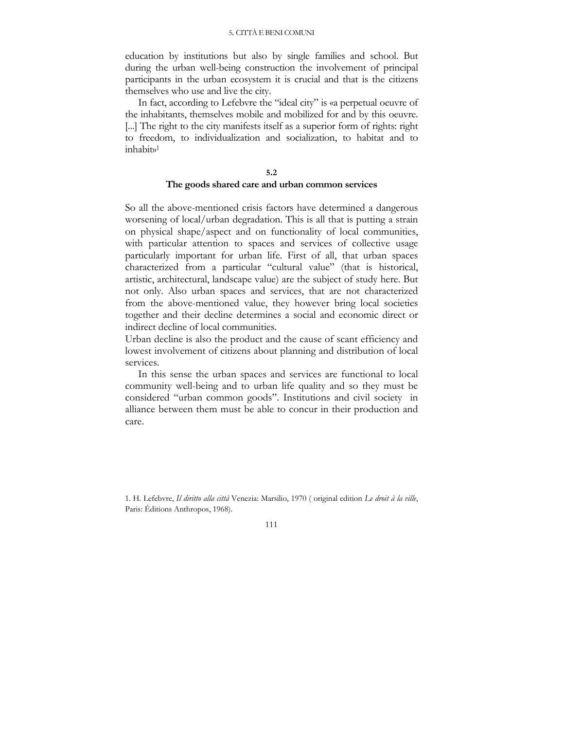education by institutions but also by single families and school. But during the urban well-being construction the involvement of principal participants in the urban ecosystem it is crucial and that is the citizens themselves who use and live the city.

In fact, according to Lefebvre the "ideal city" is «a perpetual oeuvre of the inhabitants, themselves mobile and mobilized for and by this oeuvre. [...] The right to the city manifests itself as a superior form of rights: right to freedom, to individualization and socialization, to habitat and to inhabit»[1]

## 5.2
## The goods shared care and urban common services

So all the above-mentioned crisis factors have determined a dangerous worsening of local/urban degradation. This is all that is putting a strain on physical shape/aspect and on functionality of local communities, with particular attention to spaces and services of collective usage particularly important for urban life. First of all, that urban spaces characterized from a particular "cultural value" (that is historical, artistic, architectural, landscape value) are the subject of study here. But not only. Also urban spaces and services, that are not characterized from the above-mentioned value, they however bring local societies together and their decline determines a social and economic direct or indirect decline of local communities.

Urban decline is also the product and the cause of scant efficiency and lowest involvement of citizens about planning and distribution of local services.

In this sense the urban spaces and services are functional to local community well-being and to urban life quality and so they must be considered "urban common goods". Institutions and civil society in alliance between them must be able to concur in their production and care.

1. H. Lefebvre, *Il diritto alla città* Venezia: Marsilio, 1970 ( original edition *Le droit à la ville*, Paris: Éditions Anthropos, 1968).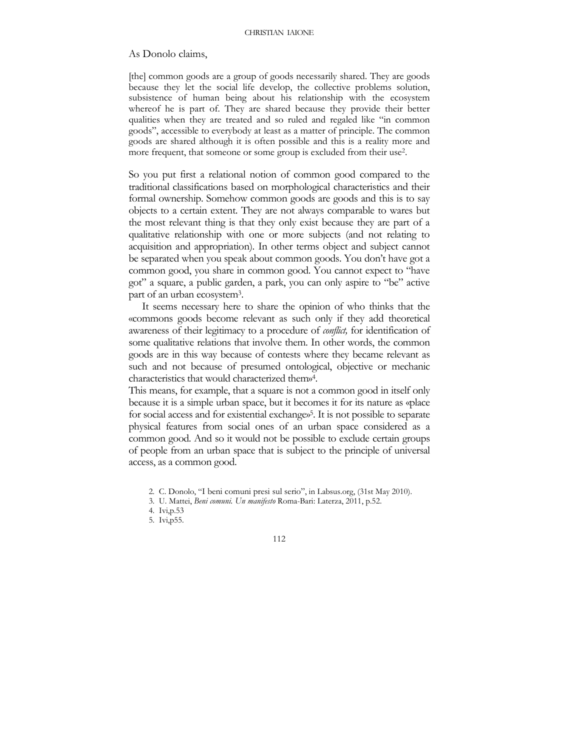As Donolo claims,

> [the] common goods are a group of goods necessarily shared. They are goods because they let the social life develop, the collective problems solution, subsistence of human being about his relationship with the ecosystem whereof he is part of. They are shared because they provide their better qualities when they are treated and so ruled and regaled like "in common goods", accessible to everybody at least as a matter of principle. The common goods are shared although it is often possible and this is a reality more and more frequent, that someone or some group is excluded from their use[2].

So you put first a relational notion of common good compared to the traditional classifications based on morphological characteristics and their formal ownership. Somehow common goods are goods and this is to say objects to a certain extent. They are not always comparable to wares but the most relevant thing is that they only exist because they are part of a qualitative relationship with one or more subjects (and not relating to acquisition and appropriation). In other terms object and subject cannot be separated when you speak about common goods. You don't have got a common good, you share in common good. You cannot expect to "have got" a square, a public garden, a park, you can only aspire to "be" active part of an urban ecosystem[3].

It seems necessary here to share the opinion of who thinks that the «commons goods become relevant as such only if they add theoretical awareness of their legitimacy to a procedure of *conflict,* for identification of some qualitative relations that involve them. In other words, the common goods are in this way because of contests where they became relevant as such and not because of presumed ontological, objective or mechanic characteristics that would characterized them»[4].

This means, for example, that a square is not a common good in itself only because it is a simple urban space, but it becomes it for its nature as «place for social access and for existential exchange»[5]. It is not possible to separate physical features from social ones of an urban space considered as a common good. And so it would not be possible to exclude certain groups of people from an urban space that is subject to the principle of universal access, as a common good.

2. C. Donolo, "I beni comuni presi sul serio", in Labsus.org, (31st May 2010).
3. U. Mattei, *Beni comuni. Un manifesto* Roma-Bari: Laterza, 2011, p.52.
4. Ivi,p.53
5. Ivi,p55.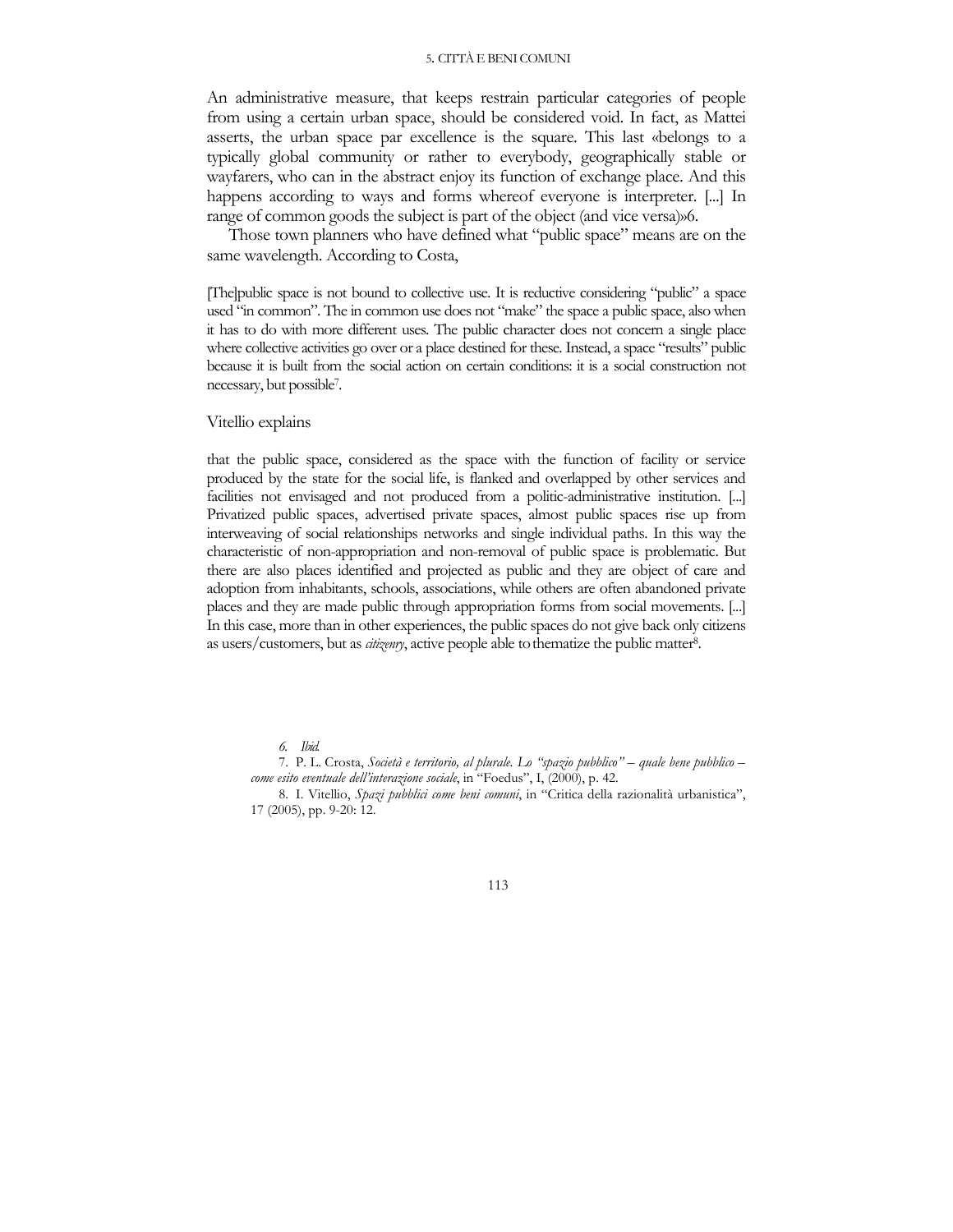An administrative measure, that keeps restrain particular categories of people from using a certain urban space, should be considered void. In fact, as Mattei asserts, the urban space par excellence is the square. This last «belongs to a typically global community or rather to everybody, geographically stable or wayfarers, who can in the abstract enjoy its function of exchange place. And this happens according to ways and forms whereof everyone is interpreter. [...] In range of common goods the subject is part of the object (and vice versa)»6.

Those town planners who have defined what "public space" means are on the same wavelength. According to Costa,

> [The]public space is not bound to collective use. It is reductive considering "public" a space used "in common". The in common use does not "make" the space a public space, also when it has to do with more different uses. The public character does not concern a single place where collective activities go over or a place destined for these. Instead, a space "results" public because it is built from the social action on certain conditions: it is a social construction not necessary, but possible[7].

Vitellio explains

> that the public space, considered as the space with the function of facility or service produced by the state for the social life, is flanked and overlapped by other services and facilities not envisaged and not produced from a politic-administrative institution. [...] Privatized public spaces, advertised private spaces, almost public spaces rise up from interweaving of social relationships networks and single individual paths. In this way the characteristic of non-appropriation and non-removal of public space is problematic. But there are also places identified and projected as public and they are object of care and adoption from inhabitants, schools, associations, while others are often abandoned private places and they are made public through appropriation forms from social movements. [...] In this case, more than in other experiences, the public spaces do not give back only citizens as users/customers, but as *citizenry*, active people able to thematize the public matter[8].

6. *Ibid.*

7. P. L. Crosta, *Società e territorio, al plurale. Lo "spazio pubblico" – quale bene pubblico – come esito eventuale dell'interazione sociale*, in "Foedus", I, (2000), p. 42.

8. I. Vitellio, *Spazi pubblici come beni comuni*, in "Critica della razionalità urbanistica", 17 (2005), pp. 9-20: 12.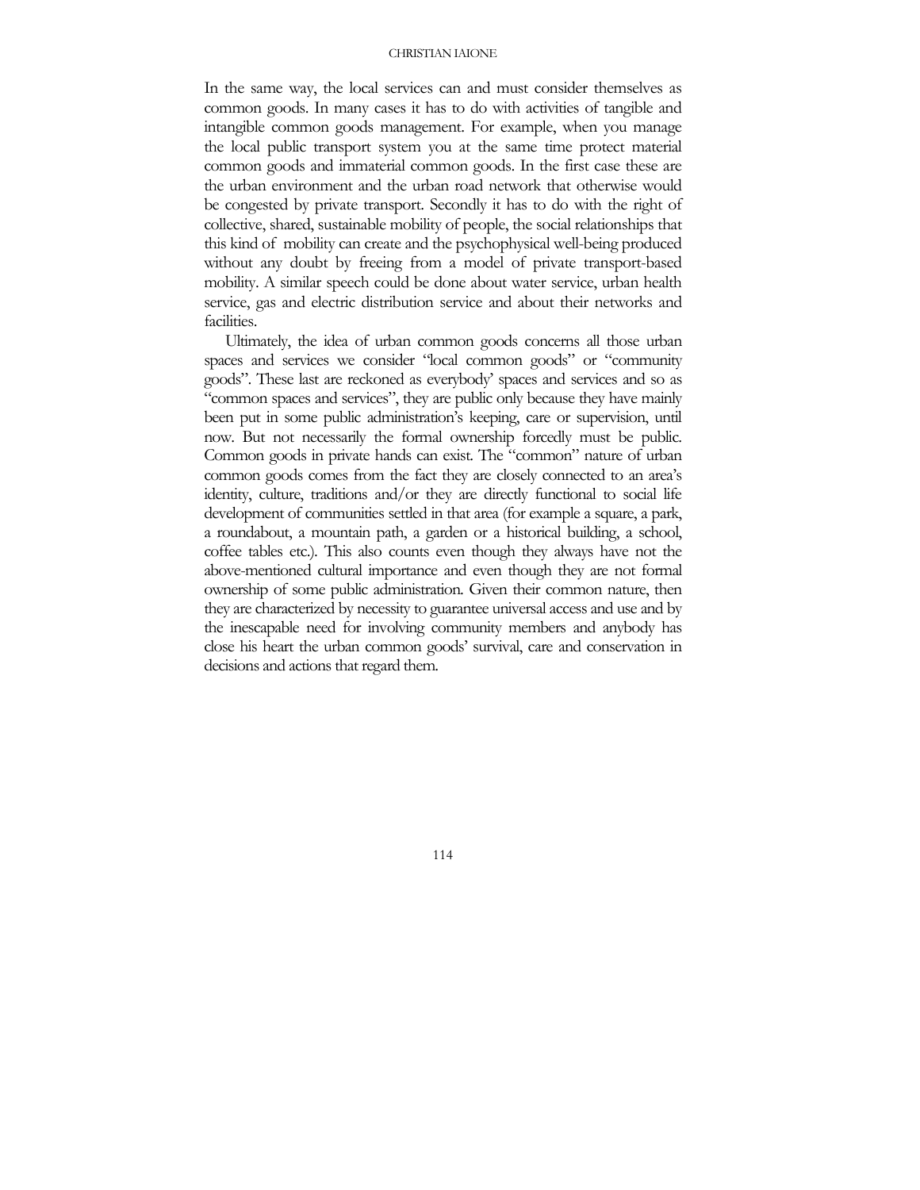In the same way, the local services can and must consider themselves as common goods. In many cases it has to do with activities of tangible and intangible common goods management. For example, when you manage the local public transport system you at the same time protect material common goods and immaterial common goods. In the first case these are the urban environment and the urban road network that otherwise would be congested by private transport. Secondly it has to do with the right of collective, shared, sustainable mobility of people, the social relationships that this kind of mobility can create and the psychophysical well-being produced without any doubt by freeing from a model of private transport-based mobility. A similar speech could be done about water service, urban health service, gas and electric distribution service and about their networks and facilities.

Ultimately, the idea of urban common goods concerns all those urban spaces and services we consider "local common goods" or "community goods". These last are reckoned as everybody' spaces and services and so as "common spaces and services", they are public only because they have mainly been put in some public administration's keeping, care or supervision, until now. But not necessarily the formal ownership forcedly must be public. Common goods in private hands can exist. The "common" nature of urban common goods comes from the fact they are closely connected to an area's identity, culture, traditions and/or they are directly functional to social life development of communities settled in that area (for example a square, a park, a roundabout, a mountain path, a garden or a historical building, a school, coffee tables etc.). This also counts even though they always have not the above-mentioned cultural importance and even though they are not formal ownership of some public administration. Given their common nature, then they are characterized by necessity to guarantee universal access and use and by the inescapable need for involving community members and anybody has close his heart the urban common goods' survival, care and conservation in decisions and actions that regard them.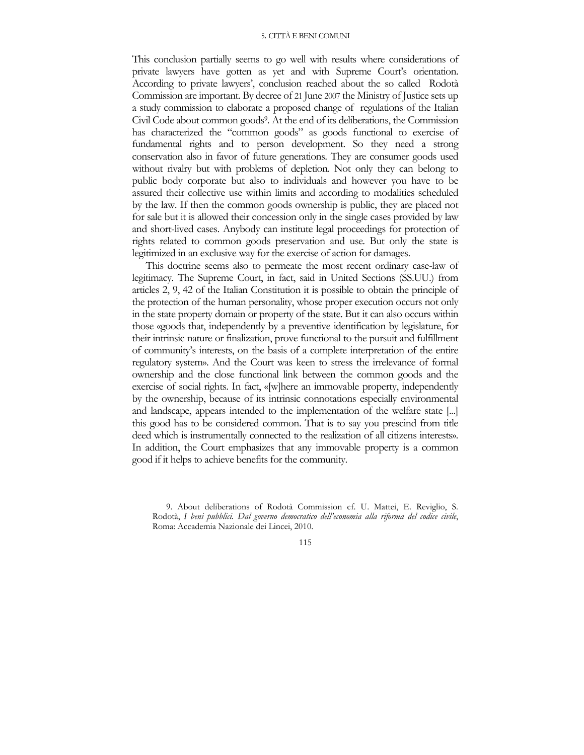This conclusion partially seems to go well with results where considerations of private lawyers have gotten as yet and with Supreme Court's orientation. According to private lawyers', conclusion reached about the so called Rodotà Commission are important. By decree of 21 June 2007 the Ministry of Justice sets up a study commission to elaborate a proposed change of regulations of the Italian Civil Code about common goods[9]. At the end of its deliberations, the Commission has characterized the "common goods" as goods functional to exercise of fundamental rights and to person development. So they need a strong conservation also in favor of future generations. They are consumer goods used without rivalry but with problems of depletion. Not only they can belong to public body corporate but also to individuals and however you have to be assured their collective use within limits and according to modalities scheduled by the law. If then the common goods ownership is public, they are placed not for sale but it is allowed their concession only in the single cases provided by law and short-lived cases. Anybody can institute legal proceedings for protection of rights related to common goods preservation and use. But only the state is legitimized in an exclusive way for the exercise of action for damages.

This doctrine seems also to permeate the most recent ordinary case-law of legitimacy. The Supreme Court, in fact, said in United Sections (SS.UU.) from articles 2, 9, 42 of the Italian Constitution it is possible to obtain the principle of the protection of the human personality, whose proper execution occurs not only in the state property domain or property of the state. But it can also occurs within those «goods that, independently by a preventive identification by legislature, for their intrinsic nature or finalization, prove functional to the pursuit and fulfillment of community's interests, on the basis of a complete interpretation of the entire regulatory system». And the Court was keen to stress the irrelevance of formal ownership and the close functional link between the common goods and the exercise of social rights. In fact, «[w]here an immovable property, independently by the ownership, because of its intrinsic connotations especially environmental and landscape, appears intended to the implementation of the welfare state [...] this good has to be considered common. That is to say you prescind from title deed which is instrumentally connected to the realization of all citizens interests». In addition, the Court emphasizes that any immovable property is a common good if it helps to achieve benefits for the community.

9. About deliberations of Rodotà Commission cf. U. Mattei, E. Reviglio, S. Rodotà, *I beni pubblici. Dal governo democratico dell'economia alla riforma del codice civile*, Roma: Accademia Nazionale dei Lincei, 2010.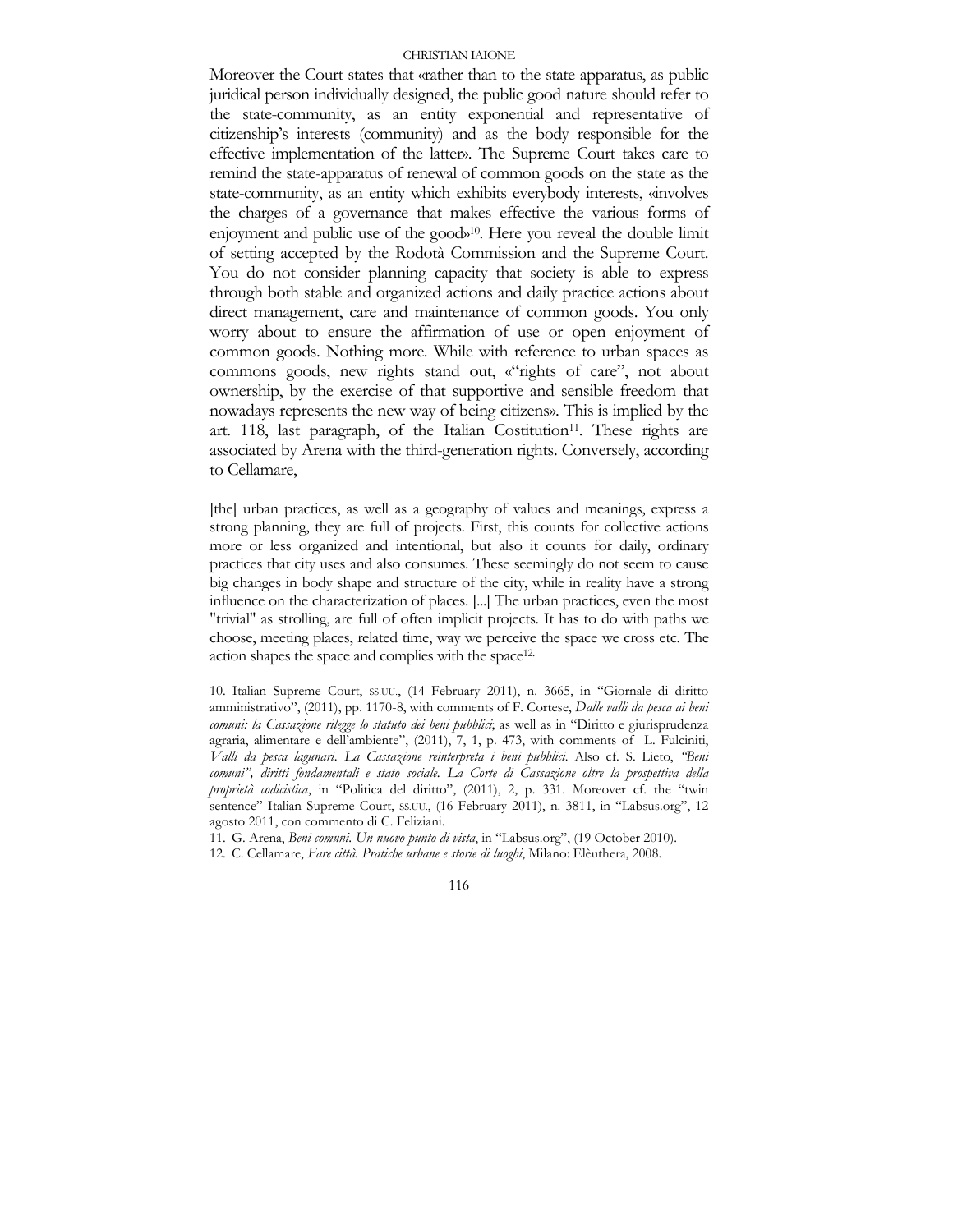Moreover the Court states that «rather than to the state apparatus, as public juridical person individually designed, the public good nature should refer to the state-community, as an entity exponential and representative of citizenship's interests (community) and as the body responsible for the effective implementation of the latter». The Supreme Court takes care to remind the state-apparatus of renewal of common goods on the state as the state-community, as an entity which exhibits everybody interests, «involves the charges of a governance that makes effective the various forms of enjoyment and public use of the good»[10]. Here you reveal the double limit of setting accepted by the Rodotà Commission and the Supreme Court. You do not consider planning capacity that society is able to express through both stable and organized actions and daily practice actions about direct management, care and maintenance of common goods. You only worry about to ensure the affirmation of use or open enjoyment of common goods. Nothing more. While with reference to urban spaces as commons goods, new rights stand out, «"rights of care", not about ownership, by the exercise of that supportive and sensible freedom that nowadays represents the new way of being citizens». This is implied by the art. 118, last paragraph, of the Italian Costitution[11]. These rights are associated by Arena with the third-generation rights. Conversely, according to Cellamare,

> [the] urban practices, as well as a geography of values and meanings, express a strong planning, they are full of projects. First, this counts for collective actions more or less organized and intentional, but also it counts for daily, ordinary practices that city uses and also consumes. These seemingly do not seem to cause big changes in body shape and structure of the city, while in reality have a strong influence on the characterization of places. [...] The urban practices, even the most "trivial" as strolling, are full of often implicit projects. It has to do with paths we choose, meeting places, related time, way we perceive the space we cross etc. The action shapes the space and complies with the space[12].

10. Italian Supreme Court, SS.UU., (14 February 2011), n. 3665, in "Giornale di diritto amministrativo", (2011), pp. 1170-8, with comments of F. Cortese, *Dalle valli da pesca ai beni comuni: la Cassazione rilegge lo statuto dei beni pubblici*; as well as in "Diritto e giurisprudenza agraria, alimentare e dell'ambiente", (2011), 7, 1, p. 473, with comments of L. Fulciniti, *Valli da pesca lagunari. La Cassazione reinterpreta i beni pubblici*. Also cf. S. Lieto, *"Beni comuni", diritti fondamentali e stato sociale. La Corte di Cassazione oltre la prospettiva della proprietà codicistica*, in "Politica del diritto", (2011), 2, p. 331. Moreover cf. the "twin sentence" Italian Supreme Court, SS.UU., (16 February 2011), n. 3811, in "Labsus.org", 12 agosto 2011, con commento di C. Feliziani.

11. G. Arena, *Beni comuni. Un nuovo punto di vista*, in "Labsus.org", (19 October 2010).

12. C. Cellamare, *Fare città. Pratiche urbane e storie di luoghi*, Milano: Elèuthera, 2008.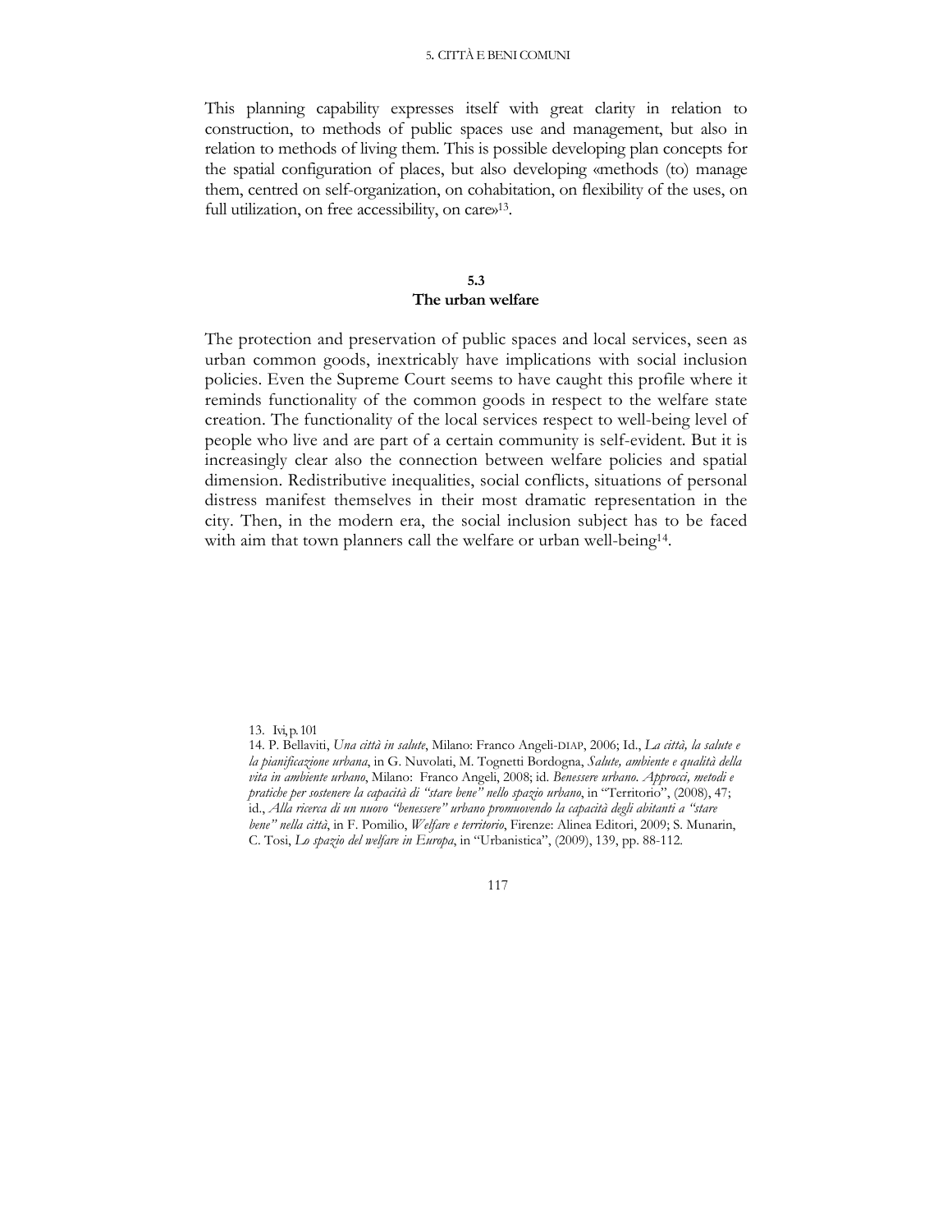This planning capability expresses itself with great clarity in relation to construction, to methods of public spaces use and management, but also in relation to methods of living them. This is possible developing plan concepts for the spatial configuration of places, but also developing «methods (to) manage them, centred on self-organization, on cohabitation, on flexibility of the uses, on full utilization, on free accessibility, on care»[13].

## 5.3
## The urban welfare

The protection and preservation of public spaces and local services, seen as urban common goods, inextricably have implications with social inclusion policies. Even the Supreme Court seems to have caught this profile where it reminds functionality of the common goods in respect to the welfare state creation. The functionality of the local services respect to well-being level of people who live and are part of a certain community is self-evident. But it is increasingly clear also the connection between welfare policies and spatial dimension. Redistributive inequalities, social conflicts, situations of personal distress manifest themselves in their most dramatic representation in the city. Then, in the modern era, the social inclusion subject has to be faced with aim that town planners call the welfare or urban well-being[14].

13. Ivi, p. 101

14. P. Bellaviti, *Una città in salute*, Milano: Franco Angeli-DIAP, 2006; Id., *La città, la salute e la pianificazione urbana*, in G. Nuvolati, M. Tognetti Bordogna, *Salute, ambiente e qualità della vita in ambiente urbano*, Milano: Franco Angeli, 2008; id. *Benessere urbano. Approcci, metodi e pratiche per sostenere la capacità di "stare bene" nello spazio urbano*, in "Territorio", (2008), 47; id., *Alla ricerca di un nuovo "benessere" urbano promuovendo la capacità degli abitanti a "stare bene" nella città*, in F. Pomilio, *Welfare e territorio*, Firenze: Alinea Editori, 2009; S. Munarin, C. Tosi, *Lo spazio del welfare in Europa*, in "Urbanistica", (2009), 139, pp. 88-112.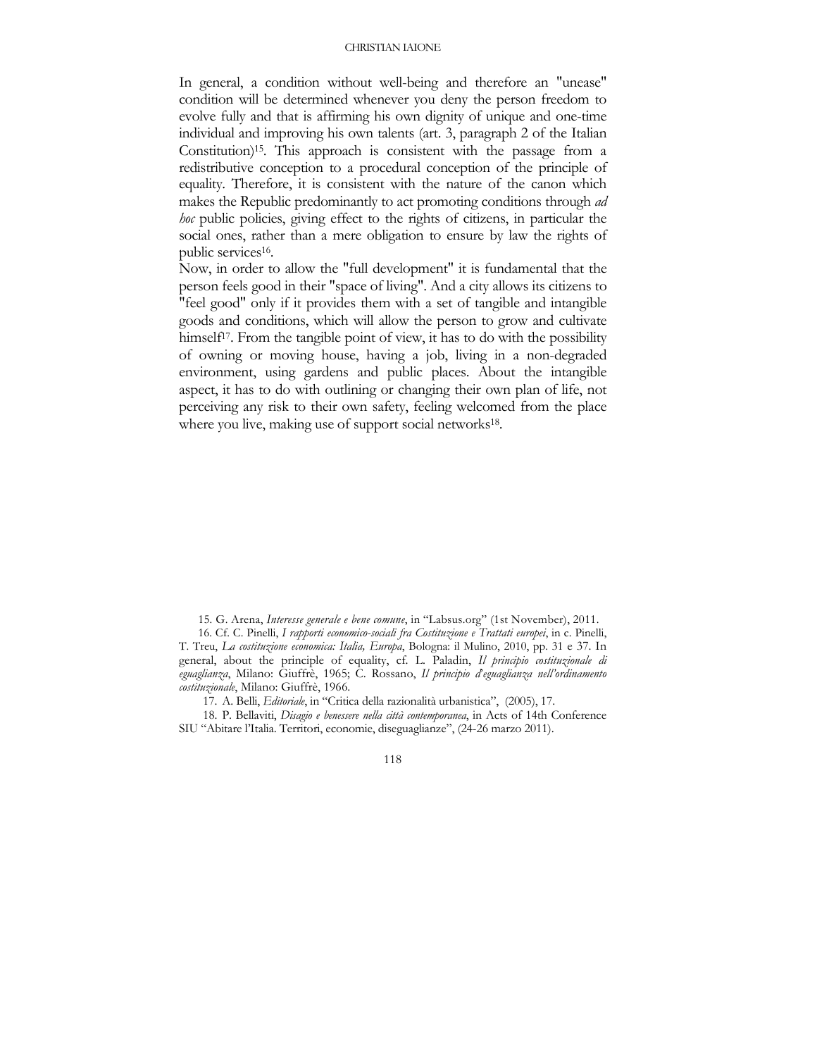In general, a condition without well-being and therefore an "unease" condition will be determined whenever you deny the person freedom to evolve fully and that is affirming his own dignity of unique and one-time individual and improving his own talents (art. 3, paragraph 2 of the Italian Constitution)[15]. This approach is consistent with the passage from a redistributive conception to a procedural conception of the principle of equality. Therefore, it is consistent with the nature of the canon which makes the Republic predominantly to act promoting conditions through *ad hoc* public policies, giving effect to the rights of citizens, in particular the social ones, rather than a mere obligation to ensure by law the rights of public services[16].

Now, in order to allow the "full development" it is fundamental that the person feels good in their "space of living". And a city allows its citizens to "feel good" only if it provides them with a set of tangible and intangible goods and conditions, which will allow the person to grow and cultivate himself[17]. From the tangible point of view, it has to do with the possibility of owning or moving house, having a job, living in a non-degraded environment, using gardens and public places. About the intangible aspect, it has to do with outlining or changing their own plan of life, not perceiving any risk to their own safety, feeling welcomed from the place where you live, making use of support social networks[18].

15. G. Arena, *Interesse generale e bene comune*, in "Labsus.org" (1st November), 2011.

16. Cf. C. Pinelli, *I rapporti economico-sociali fra Costituzione e Trattati europei*, in c. Pinelli, T. Treu, *La costituzione economica: Italia, Europa*, Bologna: il Mulino, 2010, pp. 31 e 37. In general, about the principle of equality, cf. L. Paladin, *Il principio costituzionale di eguaglianza*, Milano: Giuffrè, 1965; C. Rossano, *Il principio d'eguaglianza nell'ordinamento costituzionale*, Milano: Giuffrè, 1966.

17. A. Belli, *Editoriale*, in "Critica della razionalità urbanistica", (2005), 17.

18. P. Bellaviti, *Disagio e benessere nella città contemporanea*, in Acts of 14th Conference SIU "Abitare l'Italia. Territori, economie, diseguaglianze", (24-26 marzo 2011).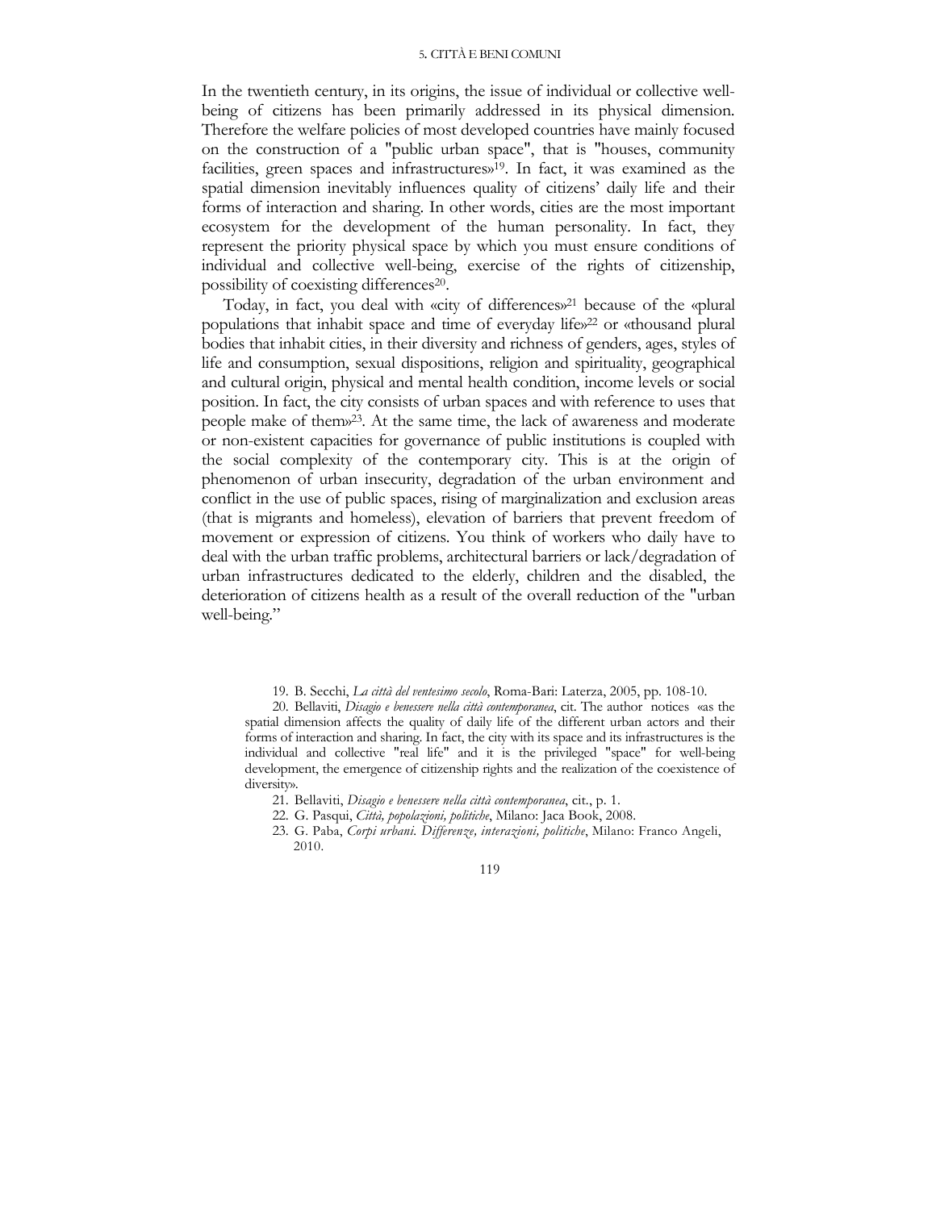In the twentieth century, in its origins, the issue of individual or collective well-being of citizens has been primarily addressed in its physical dimension. Therefore the welfare policies of most developed countries have mainly focused on the construction of a "public urban space", that is "houses, community facilities, green spaces and infrastructures»[19]. In fact, it was examined as the spatial dimension inevitably influences quality of citizens' daily life and their forms of interaction and sharing. In other words, cities are the most important ecosystem for the development of the human personality. In fact, they represent the priority physical space by which you must ensure conditions of individual and collective well-being, exercise of the rights of citizenship, possibility of coexisting differences[20].

Today, in fact, you deal with «city of differences»[21] because of the «plural populations that inhabit space and time of everyday life»[22] or «thousand plural bodies that inhabit cities, in their diversity and richness of genders, ages, styles of life and consumption, sexual dispositions, religion and spirituality, geographical and cultural origin, physical and mental health condition, income levels or social position. In fact, the city consists of urban spaces and with reference to uses that people make of them»[23]. At the same time, the lack of awareness and moderate or non-existent capacities for governance of public institutions is coupled with the social complexity of the contemporary city. This is at the origin of phenomenon of urban insecurity, degradation of the urban environment and conflict in the use of public spaces, rising of marginalization and exclusion areas (that is migrants and homeless), elevation of barriers that prevent freedom of movement or expression of citizens. You think of workers who daily have to deal with the urban traffic problems, architectural barriers or lack/degradation of urban infrastructures dedicated to the elderly, children and the disabled, the deterioration of citizens health as a result of the overall reduction of the "urban well-being."

---

19. B. Secchi, *La città del ventesimo secolo*, Roma-Bari: Laterza, 2005, pp. 108-10.

20. Bellaviti, *Disagio e benessere nella città contemporanea*, cit. The author notices «as the spatial dimension affects the quality of daily life of the different urban actors and their forms of interaction and sharing. In fact, the city with its space and its infrastructures is the individual and collective "real life" and it is the privileged "space" for well-being development, the emergence of citizenship rights and the realization of the coexistence of diversity».

21. Bellaviti, *Disagio e benessere nella città contemporanea*, cit., p. 1.

22. G. Pasqui, *Città, popolazioni, politiche*, Milano: Jaca Book, 2008.

23. G. Paba, *Corpi urbani. Differenze, interazioni, politiche*, Milano: Franco Angeli, 2010.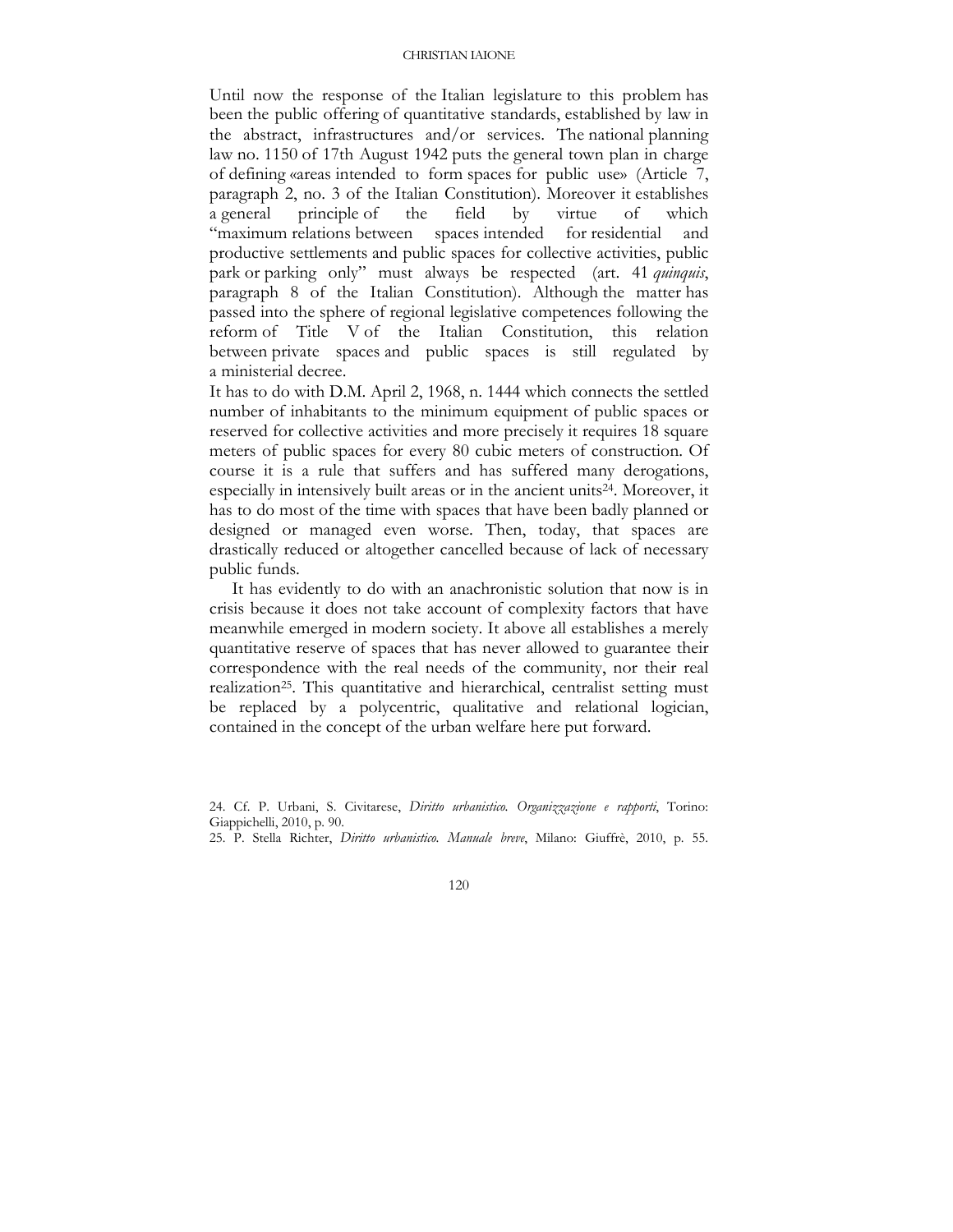Until now the response of the Italian legislature to this problem has been the public offering of quantitative standards, established by law in the abstract, infrastructures and/or services. The national planning law no. 1150 of 17th August 1942 puts the general town plan in charge of defining «areas intended to form spaces for public use» (Article 7, paragraph 2, no. 3 of the Italian Constitution). Moreover it establishes a general principle of the field by virtue of which "maximum relations between spaces intended for residential and productive settlements and public spaces for collective activities, public park or parking only" must always be respected (art. 41 *quinquis*, paragraph 8 of the Italian Constitution). Although the matter has passed into the sphere of regional legislative competences following the reform of Title V of the Italian Constitution, this relation between private spaces and public spaces is still regulated by a ministerial decree.

It has to do with D.M. April 2, 1968, n. 1444 which connects the settled number of inhabitants to the minimum equipment of public spaces or reserved for collective activities and more precisely it requires 18 square meters of public spaces for every 80 cubic meters of construction. Of course it is a rule that suffers and has suffered many derogations, especially in intensively built areas or in the ancient units[24]. Moreover, it has to do most of the time with spaces that have been badly planned or designed or managed even worse. Then, today, that spaces are drastically reduced or altogether cancelled because of lack of necessary public funds.

It has evidently to do with an anachronistic solution that now is in crisis because it does not take account of complexity factors that have meanwhile emerged in modern society. It above all establishes a merely quantitative reserve of spaces that has never allowed to guarantee their correspondence with the real needs of the community, nor their real realization[25]. This quantitative and hierarchical, centralist setting must be replaced by a polycentric, qualitative and relational logician, contained in the concept of the urban welfare here put forward.

24. Cf. P. Urbani, S. Civitarese, *Diritto urbanistico. Organizzazione e rapporti*, Torino: Giappichelli, 2010, p. 90.

25. P. Stella Richter, *Diritto urbanistico. Manuale breve*, Milano: Giuffrè, 2010, p. 55.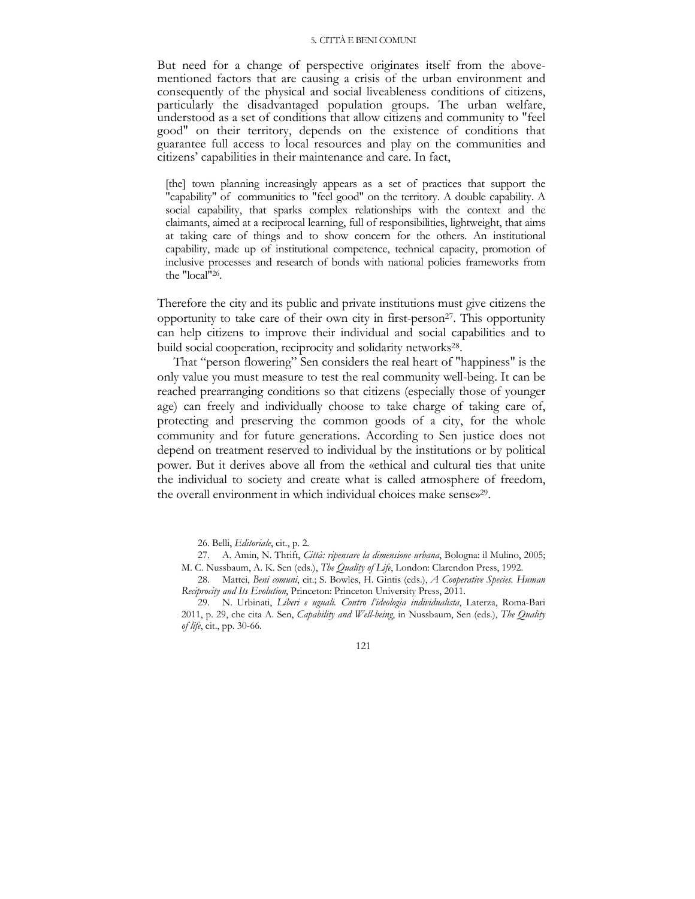But need for a change of perspective originates itself from the above-mentioned factors that are causing a crisis of the urban environment and consequently of the physical and social liveableness conditions of citizens, particularly the disadvantaged population groups. The urban welfare, understood as a set of conditions that allow citizens and community to "feel good" on their territory, depends on the existence of conditions that guarantee full access to local resources and play on the communities and citizens' capabilities in their maintenance and care. In fact,

> [the] town planning increasingly appears as a set of practices that support the "capability" of communities to "feel good" on the territory. A double capability. A social capability, that sparks complex relationships with the context and the claimants, aimed at a reciprocal learning, full of responsibilities, lightweight, that aims at taking care of things and to show concern for the others. An institutional capability, made up of institutional competence, technical capacity, promotion of inclusive processes and research of bonds with national policies frameworks from the "local"[26].

Therefore the city and its public and private institutions must give citizens the opportunity to take care of their own city in first-person[27]. This opportunity can help citizens to improve their individual and social capabilities and to build social cooperation, reciprocity and solidarity networks[28].

That "person flowering" Sen considers the real heart of "happiness" is the only value you must measure to test the real community well-being. It can be reached prearranging conditions so that citizens (especially those of younger age) can freely and individually choose to take charge of taking care of, protecting and preserving the common goods of a city, for the whole community and for future generations. According to Sen justice does not depend on treatment reserved to individual by the institutions or by political power. But it derives above all from the «ethical and cultural ties that unite the individual to society and create what is called atmosphere of freedom, the overall environment in which individual choices make sense»[29].

26. Belli, *Editoriale*, cit., p. 2.

27. A. Amin, N. Thrift, *Città: ripensare la dimensione urbana*, Bologna: il Mulino, 2005; M. C. Nussbaum, A. K. Sen (eds.), *The Quality of Life*, London: Clarendon Press, 1992.

28. Mattei, *Beni comuni*, cit.; S. Bowles, H. Gintis (eds.), *A Cooperative Species. Human Reciprocity and Its Evolution*, Princeton: Princeton University Press, 2011.

29. N. Urbinati, *Liberi e uguali. Contro l'ideologia individualista*, Laterza, Roma-Bari 2011, p. 29, che cita A. Sen, *Capability and Well-being*, in Nussbaum, Sen (eds.), *The Quality of life*, cit., pp. 30-66.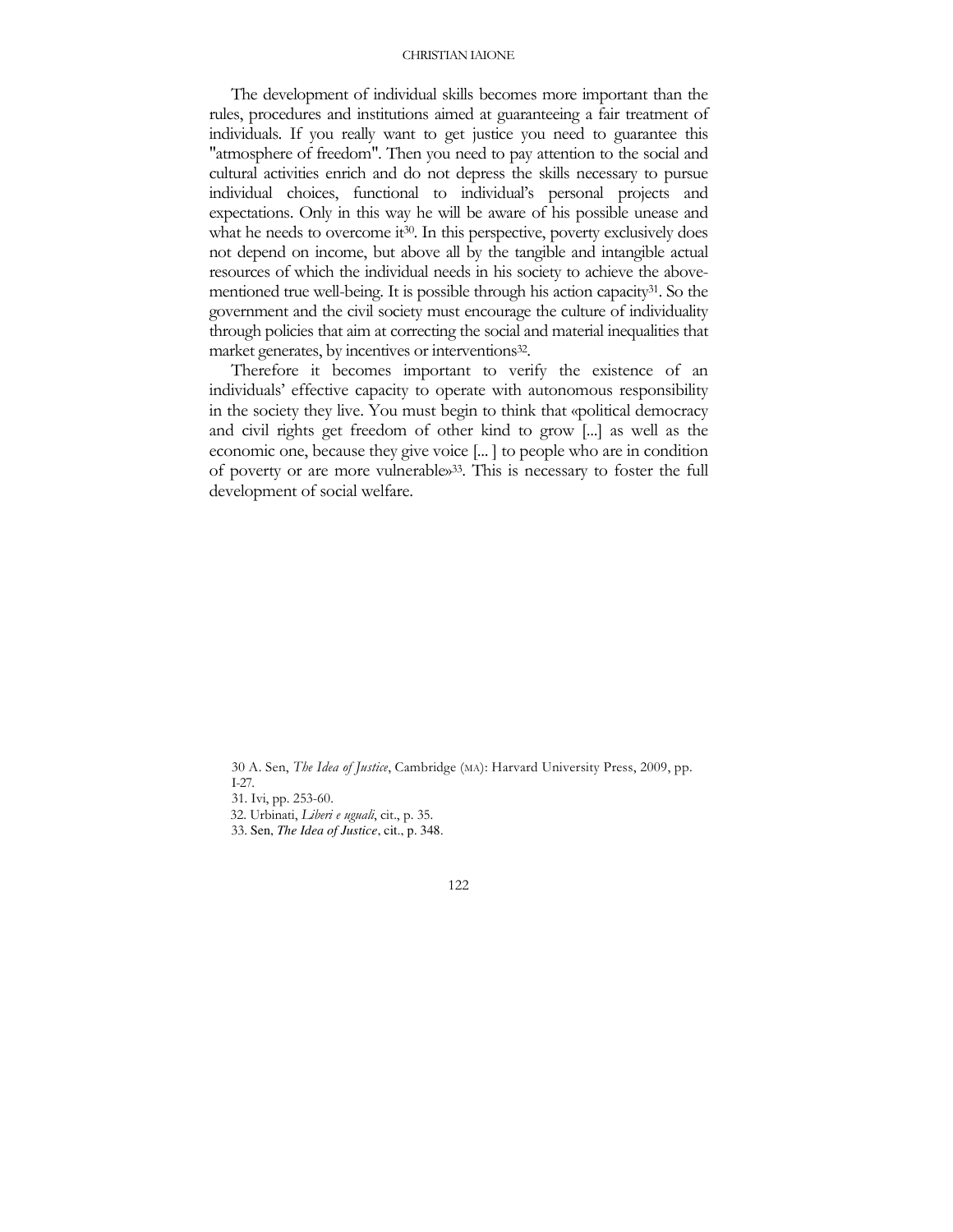The development of individual skills becomes more important than the rules, procedures and institutions aimed at guaranteeing a fair treatment of individuals. If you really want to get justice you need to guarantee this "atmosphere of freedom". Then you need to pay attention to the social and cultural activities enrich and do not depress the skills necessary to pursue individual choices, functional to individual's personal projects and expectations. Only in this way he will be aware of his possible unease and what he needs to overcome it[30]. In this perspective, poverty exclusively does not depend on income, but above all by the tangible and intangible actual resources of which the individual needs in his society to achieve the above-mentioned true well-being. It is possible through his action capacity[31]. So the government and the civil society must encourage the culture of individuality through policies that aim at correcting the social and material inequalities that market generates, by incentives or interventions[32].

Therefore it becomes important to verify the existence of an individuals' effective capacity to operate with autonomous responsibility in the society they live. You must begin to think that «political democracy and civil rights get freedom of other kind to grow [...] as well as the economic one, because they give voice [... ] to people who are in condition of poverty or are more vulnerable»[33]. This is necessary to foster the full development of social welfare.

30 A. Sen, *The Idea of Justice*, Cambridge (MA): Harvard University Press, 2009, pp. I-27.

31. Ivi, pp. 253-60.

32. Urbinati, *Liberi e uguali*, cit., p. 35.

33. Sen, *The Idea of Justice*, cit., p. 348.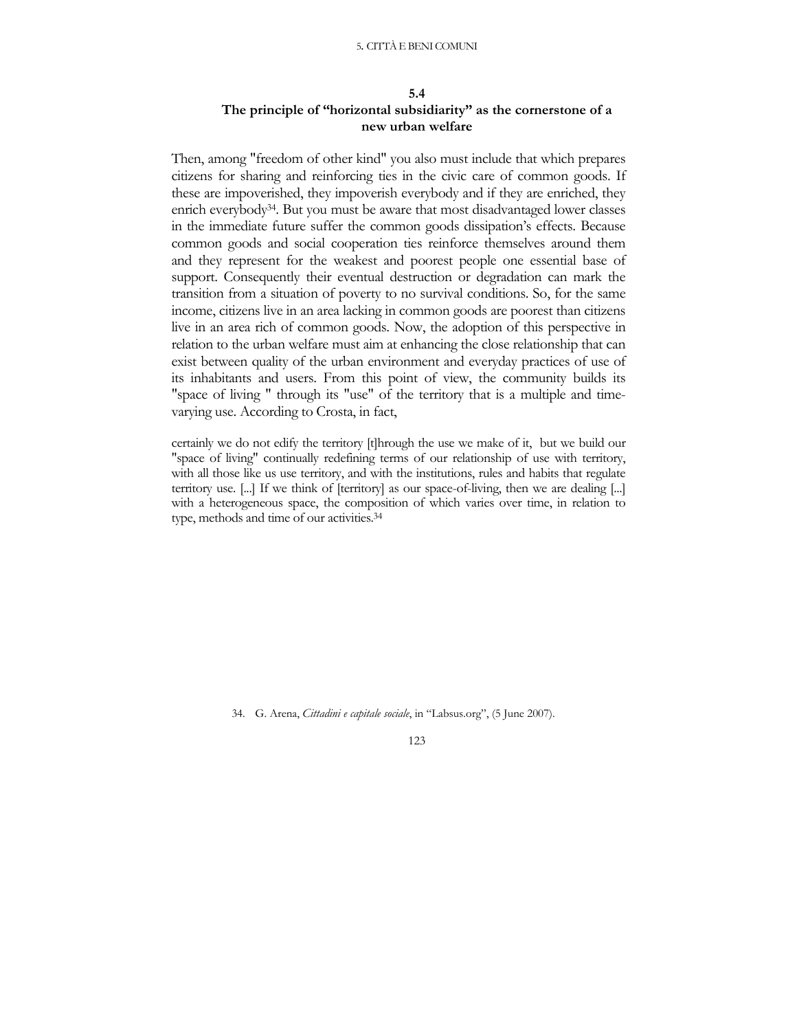## 5.4
## The principle of "horizontal subsidiarity" as the cornerstone of a new urban welfare

Then, among "freedom of other kind" you also must include that which prepares citizens for sharing and reinforcing ties in the civic care of common goods. If these are impoverished, they impoverish everybody and if they are enriched, they enrich everybody[34]. But you must be aware that most disadvantaged lower classes in the immediate future suffer the common goods dissipation's effects. Because common goods and social cooperation ties reinforce themselves around them and they represent for the weakest and poorest people one essential base of support. Consequently their eventual destruction or degradation can mark the transition from a situation of poverty to no survival conditions. So, for the same income, citizens live in an area lacking in common goods are poorest than citizens live in an area rich of common goods. Now, the adoption of this perspective in relation to the urban welfare must aim at enhancing the close relationship that can exist between quality of the urban environment and everyday practices of use of its inhabitants and users. From this point of view, the community builds its "space of living " through its "use" of the territory that is a multiple and time-varying use. According to Crosta, in fact,

> certainly we do not edify the territory [t]hrough the use we make of it, but we build our "space of living" continually redefining terms of our relationship of use with territory, with all those like us use territory, and with the institutions, rules and habits that regulate territory use. [...] If we think of [territory] as our space-of-living, then we are dealing [...] with a heterogeneous space, the composition of which varies over time, in relation to type, methods and time of our activities.[34]

34. G. Arena, *Cittadini e capitale sociale*, in "Labsus.org", (5 June 2007).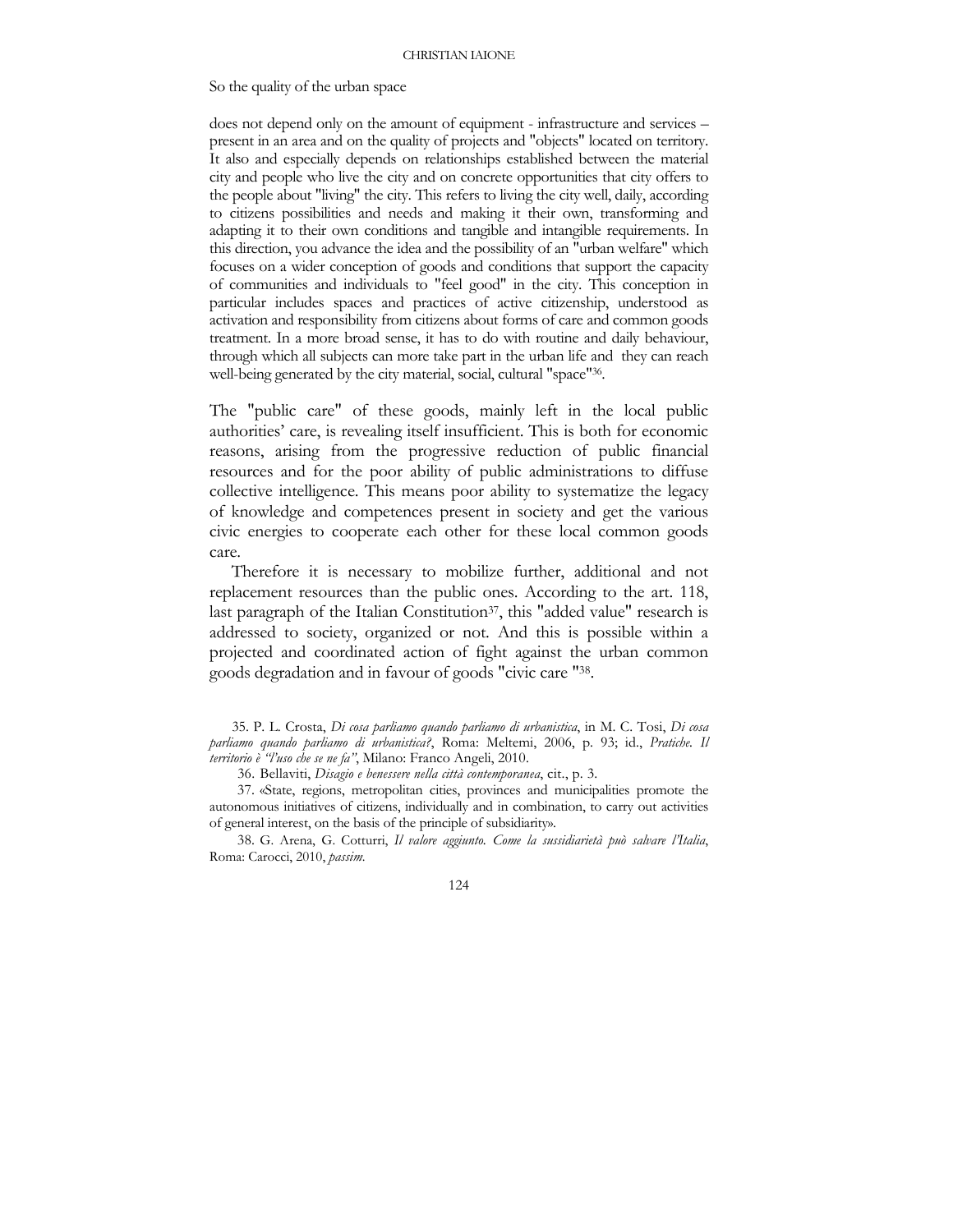So the quality of the urban space

> does not depend only on the amount of equipment - infrastructure and services – present in an area and on the quality of projects and "objects" located on territory. It also and especially depends on relationships established between the material city and people who live the city and on concrete opportunities that city offers to the people about "living" the city. This refers to living the city well, daily, according to citizens possibilities and needs and making it their own, transforming and adapting it to their own conditions and tangible and intangible requirements. In this direction, you advance the idea and the possibility of an "urban welfare" which focuses on a wider conception of goods and conditions that support the capacity of communities and individuals to "feel good" in the city. This conception in particular includes spaces and practices of active citizenship, understood as activation and responsibility from citizens about forms of care and common goods treatment. In a more broad sense, it has to do with routine and daily behaviour, through which all subjects can more take part in the urban life and they can reach well-being generated by the city material, social, cultural "space"[36].

The "public care" of these goods, mainly left in the local public authorities' care, is revealing itself insufficient. This is both for economic reasons, arising from the progressive reduction of public financial resources and for the poor ability of public administrations to diffuse collective intelligence. This means poor ability to systematize the legacy of knowledge and competences present in society and get the various civic energies to cooperate each other for these local common goods care.

Therefore it is necessary to mobilize further, additional and not replacement resources than the public ones. According to the art. 118, last paragraph of the Italian Constitution[37], this "added value" research is addressed to society, organized or not. And this is possible within a projected and coordinated action of fight against the urban common goods degradation and in favour of goods "civic care "[38].

35. P. L. Crosta, *Di cosa parliamo quando parliamo di urbanistica*, in M. C. Tosi, *Di cosa parliamo quando parliamo di urbanistica?*, Roma: Meltemi, 2006, p. 93; id., *Pratiche. Il territorio è "l'uso che se ne fa"*, Milano: Franco Angeli, 2010.

36. Bellaviti, *Disagio e benessere nella città contemporanea*, cit., p. 3.

37. «State, regions, metropolitan cities, provinces and municipalities promote the autonomous initiatives of citizens, individually and in combination, to carry out activities of general interest, on the basis of the principle of subsidiarity».

38. G. Arena, G. Cotturri, *Il valore aggiunto. Come la sussidiarietà può salvare l'Italia*, Roma: Carocci, 2010, *passim*.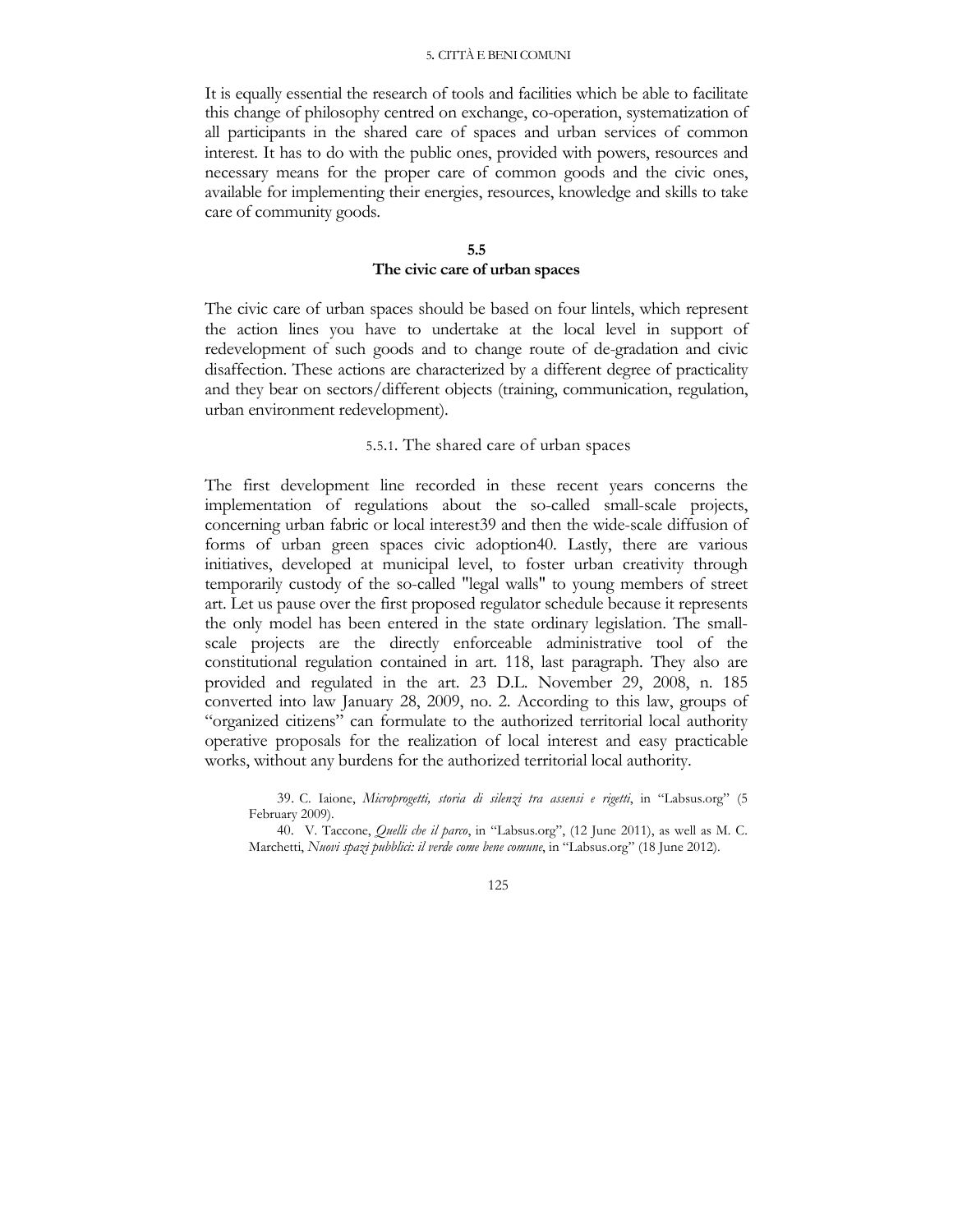It is equally essential the research of tools and facilities which be able to facilitate this change of philosophy centred on exchange, co-operation, systematization of all participants in the shared care of spaces and urban services of common interest. It has to do with the public ones, provided with powers, resources and necessary means for the proper care of common goods and the civic ones, available for implementing their energies, resources, knowledge and skills to take care of community goods.

## 5.5
## The civic care of urban spaces

The civic care of urban spaces should be based on four lintels, which represent the action lines you have to undertake at the local level in support of redevelopment of such goods and to change route of de-gradation and civic disaffection. These actions are characterized by a different degree of practicality and they bear on sectors/different objects (training, communication, regulation, urban environment redevelopment).

### 5.5.1. The shared care of urban spaces

The first development line recorded in these recent years concerns the implementation of regulations about the so-called small-scale projects, concerning urban fabric or local interest[39] and then the wide-scale diffusion of forms of urban green spaces civic adoption[40]. Lastly, there are various initiatives, developed at municipal level, to foster urban creativity through temporarily custody of the so-called "legal walls" to young members of street art. Let us pause over the first proposed regulator schedule because it represents the only model has been entered in the state ordinary legislation. The small-scale projects are the directly enforceable administrative tool of the constitutional regulation contained in art. 118, last paragraph. They also are provided and regulated in the art. 23 D.L. November 29, 2008, n. 185 converted into law January 28, 2009, no. 2. According to this law, groups of "organized citizens" can formulate to the authorized territorial local authority operative proposals for the realization of local interest and easy practicable works, without any burdens for the authorized territorial local authority.

39. C. Iaione, *Microprogetti, storia di silenzi tra assensi e rigetti*, in "Labsus.org" (5 February 2009).

40. V. Taccone, *Quelli che il parco*, in "Labsus.org", (12 June 2011), as well as M. C. Marchetti, *Nuovi spazi pubblici: il verde come bene comune*, in "Labsus.org" (18 June 2012).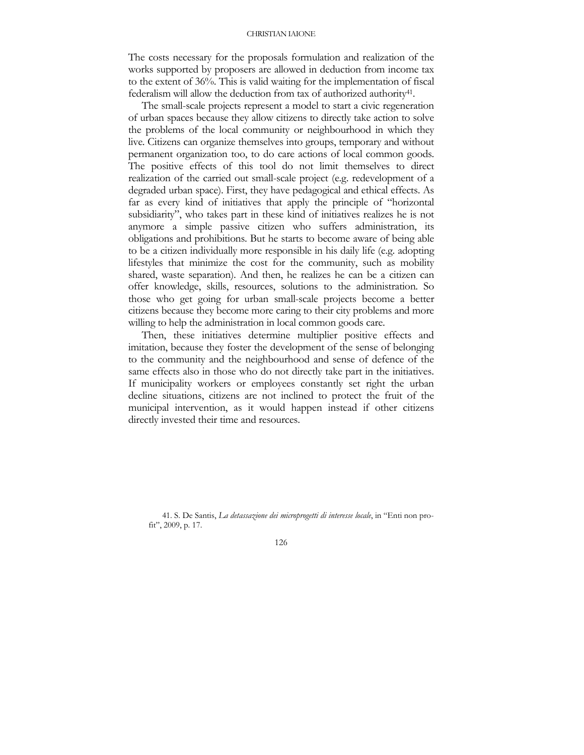The costs necessary for the proposals formulation and realization of the works supported by proposers are allowed in deduction from income tax to the extent of 36%. This is valid waiting for the implementation of fiscal federalism will allow the deduction from tax of authorized authority[41].

The small-scale projects represent a model to start a civic regeneration of urban spaces because they allow citizens to directly take action to solve the problems of the local community or neighbourhood in which they live. Citizens can organize themselves into groups, temporary and without permanent organization too, to do care actions of local common goods. The positive effects of this tool do not limit themselves to direct realization of the carried out small-scale project (e.g. redevelopment of a degraded urban space). First, they have pedagogical and ethical effects. As far as every kind of initiatives that apply the principle of "horizontal subsidiarity", who takes part in these kind of initiatives realizes he is not anymore a simple passive citizen who suffers administration, its obligations and prohibitions. But he starts to become aware of being able to be a citizen individually more responsible in his daily life (e.g. adopting lifestyles that minimize the cost for the community, such as mobility shared, waste separation). And then, he realizes he can be a citizen can offer knowledge, skills, resources, solutions to the administration. So those who get going for urban small-scale projects become a better citizens because they become more caring to their city problems and more willing to help the administration in local common goods care.

Then, these initiatives determine multiplier positive effects and imitation, because they foster the development of the sense of belonging to the community and the neighbourhood and sense of defence of the same effects also in those who do not directly take part in the initiatives. If municipality workers or employees constantly set right the urban decline situations, citizens are not inclined to protect the fruit of the municipal intervention, as it would happen instead if other citizens directly invested their time and resources.

41. S. De Santis, *La detassazione dei microprogetti di interesse locale*, in "Enti non profit", 2009, p. 17.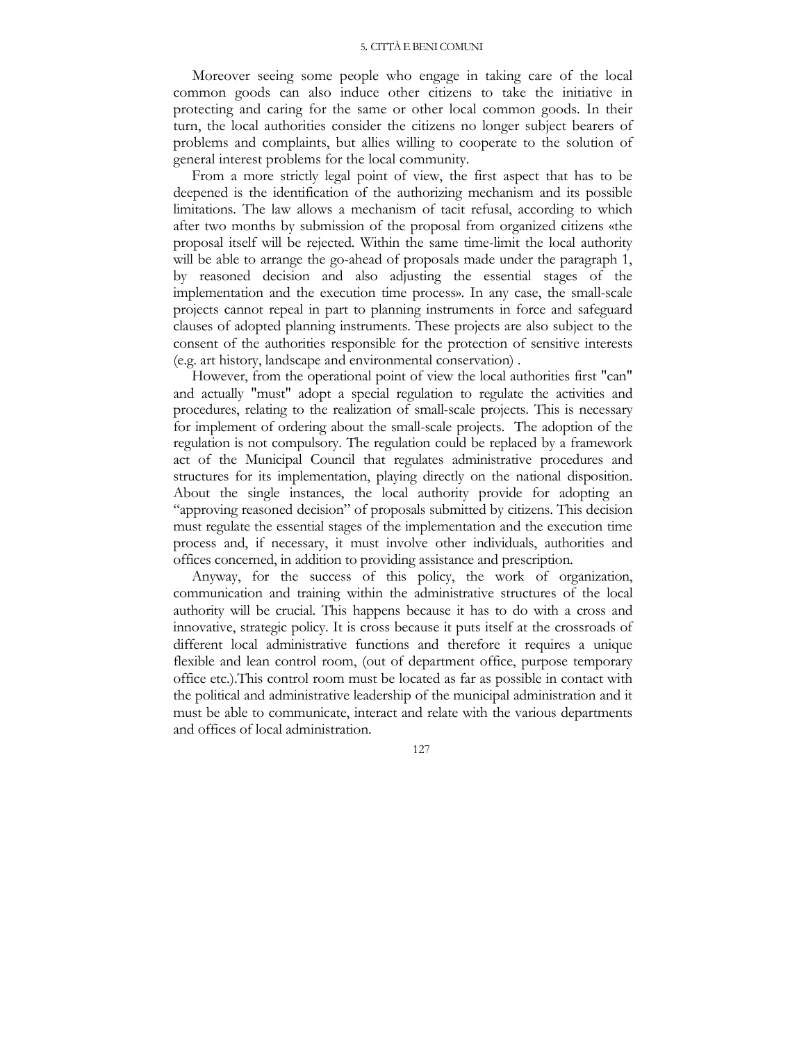Moreover seeing some people who engage in taking care of the local common goods can also induce other citizens to take the initiative in protecting and caring for the same or other local common goods. In their turn, the local authorities consider the citizens no longer subject bearers of problems and complaints, but allies willing to cooperate to the solution of general interest problems for the local community.

From a more strictly legal point of view, the first aspect that has to be deepened is the identification of the authorizing mechanism and its possible limitations. The law allows a mechanism of tacit refusal, according to which after two months by submission of the proposal from organized citizens «the proposal itself will be rejected. Within the same time-limit the local authority will be able to arrange the go-ahead of proposals made under the paragraph 1, by reasoned decision and also adjusting the essential stages of the implementation and the execution time process». In any case, the small-scale projects cannot repeal in part to planning instruments in force and safeguard clauses of adopted planning instruments. These projects are also subject to the consent of the authorities responsible for the protection of sensitive interests (e.g. art history, landscape and environmental conservation) .

However, from the operational point of view the local authorities first "can" and actually "must" adopt a special regulation to regulate the activities and procedures, relating to the realization of small-scale projects. This is necessary for implement of ordering about the small-scale projects. The adoption of the regulation is not compulsory. The regulation could be replaced by a framework act of the Municipal Council that regulates administrative procedures and structures for its implementation, playing directly on the national disposition. About the single instances, the local authority provide for adopting an "approving reasoned decision" of proposals submitted by citizens. This decision must regulate the essential stages of the implementation and the execution time process and, if necessary, it must involve other individuals, authorities and offices concerned, in addition to providing assistance and prescription.

Anyway, for the success of this policy, the work of organization, communication and training within the administrative structures of the local authority will be crucial. This happens because it has to do with a cross and innovative, strategic policy. It is cross because it puts itself at the crossroads of different local administrative functions and therefore it requires a unique flexible and lean control room, (out of department office, purpose temporary office etc.).This control room must be located as far as possible in contact with the political and administrative leadership of the municipal administration and it must be able to communicate, interact and relate with the various departments and offices of local administration.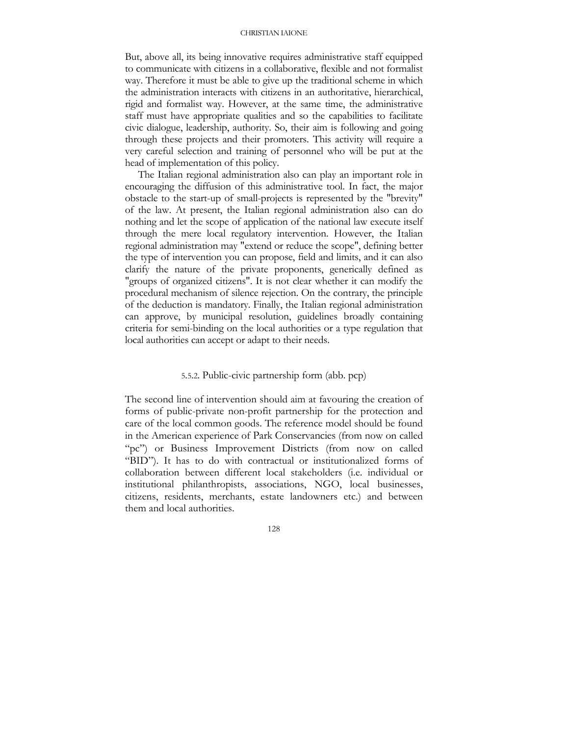But, above all, its being innovative requires administrative staff equipped to communicate with citizens in a collaborative, flexible and not formalist way. Therefore it must be able to give up the traditional scheme in which the administration interacts with citizens in an authoritative, hierarchical, rigid and formalist way. However, at the same time, the administrative staff must have appropriate qualities and so the capabilities to facilitate civic dialogue, leadership, authority. So, their aim is following and going through these projects and their promoters. This activity will require a very careful selection and training of personnel who will be put at the head of implementation of this policy.

The Italian regional administration also can play an important role in encouraging the diffusion of this administrative tool. In fact, the major obstacle to the start-up of small-projects is represented by the "brevity" of the law. At present, the Italian regional administration also can do nothing and let the scope of application of the national law execute itself through the mere local regulatory intervention. However, the Italian regional administration may "extend or reduce the scope", defining better the type of intervention you can propose, field and limits, and it can also clarify the nature of the private proponents, generically defined as "groups of organized citizens". It is not clear whether it can modify the procedural mechanism of silence rejection. On the contrary, the principle of the deduction is mandatory. Finally, the Italian regional administration can approve, by municipal resolution, guidelines broadly containing criteria for semi-binding on the local authorities or a type regulation that local authorities can accept or adapt to their needs.

### 5.5.2. Public-civic partnership form (abb. pcp)

The second line of intervention should aim at favouring the creation of forms of public-private non-profit partnership for the protection and care of the local common goods. The reference model should be found in the American experience of Park Conservancies (from now on called "pc") or Business Improvement Districts (from now on called "BID"). It has to do with contractual or institutionalized forms of collaboration between different local stakeholders (i.e. individual or institutional philanthropists, associations, NGO, local businesses, citizens, residents, merchants, estate landowners etc.) and between them and local authorities.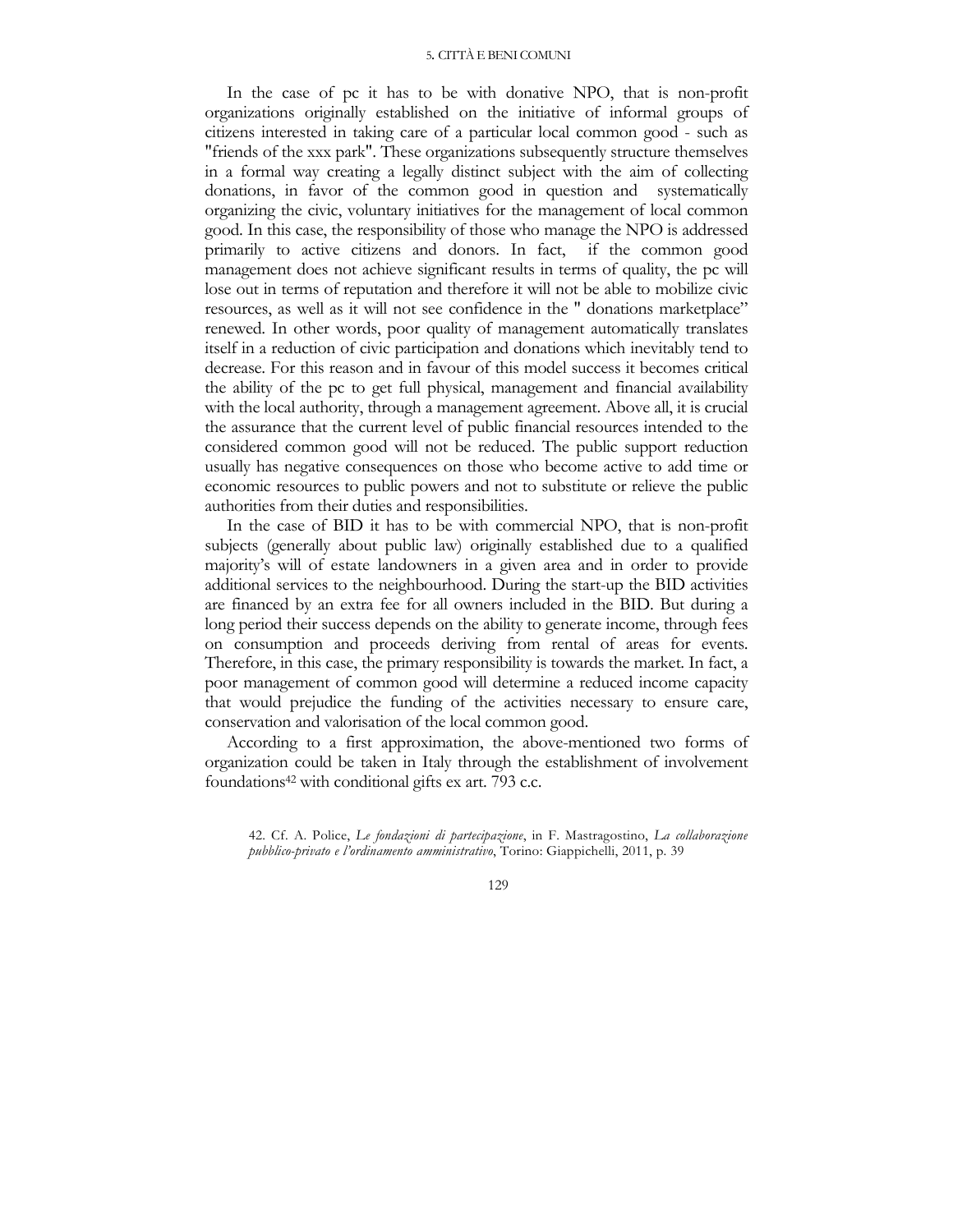In the case of pc it has to be with donative NPO, that is non-profit organizations originally established on the initiative of informal groups of citizens interested in taking care of a particular local common good - such as "friends of the xxx park". These organizations subsequently structure themselves in a formal way creating a legally distinct subject with the aim of collecting donations, in favor of the common good in question and systematically organizing the civic, voluntary initiatives for the management of local common good. In this case, the responsibility of those who manage the NPO is addressed primarily to active citizens and donors. In fact, if the common good management does not achieve significant results in terms of quality, the pc will lose out in terms of reputation and therefore it will not be able to mobilize civic resources, as well as it will not see confidence in the " donations marketplace" renewed. In other words, poor quality of management automatically translates itself in a reduction of civic participation and donations which inevitably tend to decrease. For this reason and in favour of this model success it becomes critical the ability of the pc to get full physical, management and financial availability with the local authority, through a management agreement. Above all, it is crucial the assurance that the current level of public financial resources intended to the considered common good will not be reduced. The public support reduction usually has negative consequences on those who become active to add time or economic resources to public powers and not to substitute or relieve the public authorities from their duties and responsibilities.

In the case of BID it has to be with commercial NPO, that is non-profit subjects (generally about public law) originally established due to a qualified majority's will of estate landowners in a given area and in order to provide additional services to the neighbourhood. During the start-up the BID activities are financed by an extra fee for all owners included in the BID. But during a long period their success depends on the ability to generate income, through fees on consumption and proceeds deriving from rental of areas for events. Therefore, in this case, the primary responsibility is towards the market. In fact, a poor management of common good will determine a reduced income capacity that would prejudice the funding of the activities necessary to ensure care, conservation and valorisation of the local common good.

According to a first approximation, the above-mentioned two forms of organization could be taken in Italy through the establishment of involvement foundations[42] with conditional gifts ex art. 793 c.c.

42. Cf. A. Police, *Le fondazioni di partecipazione*, in F. Mastragostino, *La collaborazione pubblico-privato e l'ordinamento amministrativo*, Torino: Giappichelli, 2011, p. 39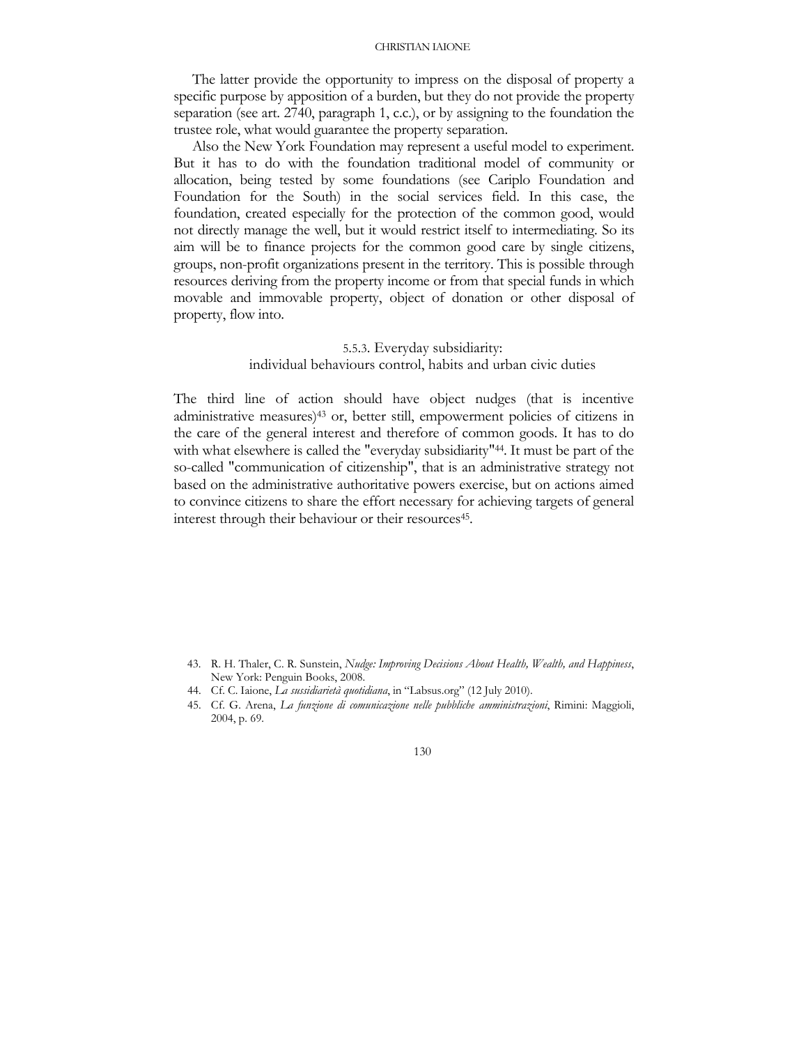The latter provide the opportunity to impress on the disposal of property a specific purpose by apposition of a burden, but they do not provide the property separation (see art. 2740, paragraph 1, c.c.), or by assigning to the foundation the trustee role, what would guarantee the property separation.

Also the New York Foundation may represent a useful model to experiment. But it has to do with the foundation traditional model of community or allocation, being tested by some foundations (see Cariplo Foundation and Foundation for the South) in the social services field. In this case, the foundation, created especially for the protection of the common good, would not directly manage the well, but it would restrict itself to intermediating. So its aim will be to finance projects for the common good care by single citizens, groups, non-profit organizations present in the territory. This is possible through resources deriving from the property income or from that special funds in which movable and immovable property, object of donation or other disposal of property, flow into.

#### 5.5.3. Everyday subsidiarity: individual behaviours control, habits and urban civic duties

The third line of action should have object nudges (that is incentive administrative measures)[43] or, better still, empowerment policies of citizens in the care of the general interest and therefore of common goods. It has to do with what elsewhere is called the "everyday subsidiarity"[44]. It must be part of the so-called "communication of citizenship", that is an administrative strategy not based on the administrative authoritative powers exercise, but on actions aimed to convince citizens to share the effort necessary for achieving targets of general interest through their behaviour or their resources[45].

43. R. H. Thaler, C. R. Sunstein, *Nudge: Improving Decisions About Health, Wealth, and Happiness*, New York: Penguin Books, 2008.
44. Cf. C. Iaione, *La sussidiarietà quotidiana*, in "Labsus.org" (12 July 2010).
45. Cf. G. Arena, *La funzione di comunicazione nelle pubbliche amministrazioni*, Rimini: Maggioli, 2004, p. 69.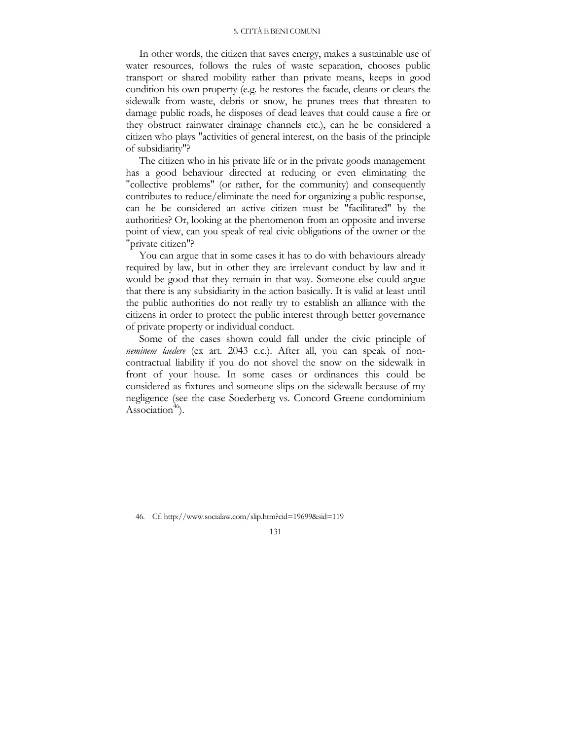In other words, the citizen that saves energy, makes a sustainable use of water resources, follows the rules of waste separation, chooses public transport or shared mobility rather than private means, keeps in good condition his own property (e.g. he restores the facade, cleans or clears the sidewalk from waste, debris or snow, he prunes trees that threaten to damage public roads, he disposes of dead leaves that could cause a fire or they obstruct rainwater drainage channels etc.), can he be considered a citizen who plays "activities of general interest, on the basis of the principle of subsidiarity"?

The citizen who in his private life or in the private goods management has a good behaviour directed at reducing or even eliminating the "collective problems" (or rather, for the community) and consequently contributes to reduce/eliminate the need for organizing a public response, can he be considered an active citizen must be "facilitated" by the authorities? Or, looking at the phenomenon from an opposite and inverse point of view, can you speak of real civic obligations of the owner or the "private citizen"?

You can argue that in some cases it has to do with behaviours already required by law, but in other they are irrelevant conduct by law and it would be good that they remain in that way. Someone else could argue that there is any subsidiarity in the action basically. It is valid at least until the public authorities do not really try to establish an alliance with the citizens in order to protect the public interest through better governance of private property or individual conduct.

Some of the cases shown could fall under the civic principle of *neminem laedere* (ex art. 2043 c.c.). After all, you can speak of non-contractual liability if you do not shovel the snow on the sidewalk in front of your house. In some cases or ordinances this could be considered as fixtures and someone slips on the sidewalk because of my negligence (see the case Soederberg vs. Concord Greene condominium Association[46]).

46. Cf. http://www.socialaw.com/slip.htm?cid=19699&sid=119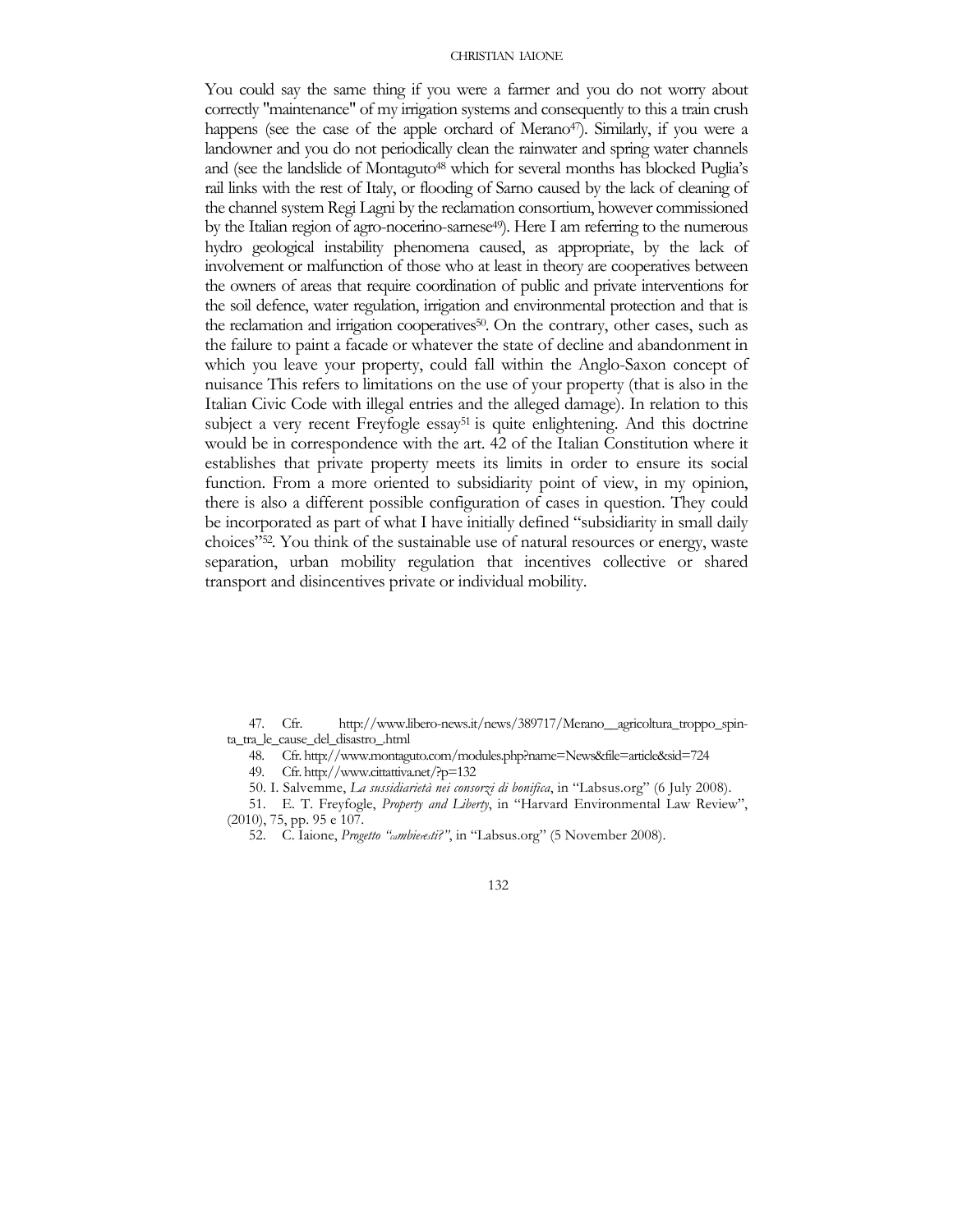You could say the same thing if you were a farmer and you do not worry about correctly "maintenance" of my irrigation systems and consequently to this a train crush happens (see the case of the apple orchard of Merano[47]). Similarly, if you were a landowner and you do not periodically clean the rainwater and spring water channels and (see the landslide of Montaguto[48] which for several months has blocked Puglia's rail links with the rest of Italy, or flooding of Sarno caused by the lack of cleaning of the channel system Regi Lagni by the reclamation consortium, however commissioned by the Italian region of agro-nocerino-sarnese[49]). Here I am referring to the numerous hydro geological instability phenomena caused, as appropriate, by the lack of involvement or malfunction of those who at least in theory are cooperatives between the owners of areas that require coordination of public and private interventions for the soil defence, water regulation, irrigation and environmental protection and that is the reclamation and irrigation cooperatives[50]. On the contrary, other cases, such as the failure to paint a facade or whatever the state of decline and abandonment in which you leave your property, could fall within the Anglo-Saxon concept of nuisance This refers to limitations on the use of your property (that is also in the Italian Civic Code with illegal entries and the alleged damage). In relation to this subject a very recent Freyfogle essay[51] is quite enlightening. And this doctrine would be in correspondence with the art. 42 of the Italian Constitution where it establishes that private property meets its limits in order to ensure its social function. From a more oriented to subsidiarity point of view, in my opinion, there is also a different possible configuration of cases in question. They could be incorporated as part of what I have initially defined "subsidiarity in small daily choices"[52]. You think of the sustainable use of natural resources or energy, waste separation, urban mobility regulation that incentives collective or shared transport and disincentives private or individual mobility.

47. Cfr. http://www.libero-news.it/news/389717/Merano__agricoltura_troppo_spinta_tra_le_cause_del_disastro_.html

48. Cfr. http://www.montaguto.com/modules.php?name=News&file=article&sid=724

49. Cfr. http://www.cittattiva.net/?p=132

50. I. Salvemme, *La sussidiarietà nei consorzi di bonifica*, in "Labsus.org" (6 July 2008).

51. E. T. Freyfogle, *Property and Liberty*, in "Harvard Environmental Law Review", (2010), 75, pp. 95 e 107.

52. C. Iaione, *Progetto "cambieresti?"*, in "Labsus.org" (5 November 2008).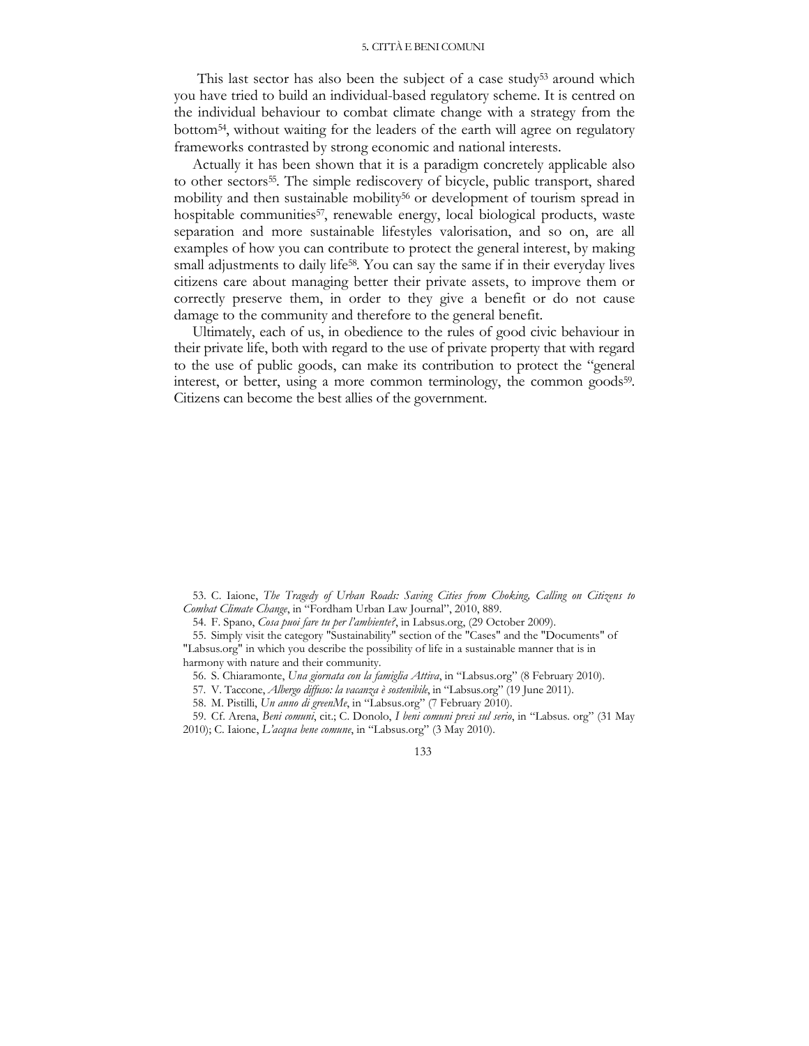This last sector has also been the subject of a case study[53] around which you have tried to build an individual-based regulatory scheme. It is centred on the individual behaviour to combat climate change with a strategy from the bottom[54], without waiting for the leaders of the earth will agree on regulatory frameworks contrasted by strong economic and national interests.

Actually it has been shown that it is a paradigm concretely applicable also to other sectors[55]. The simple rediscovery of bicycle, public transport, shared mobility and then sustainable mobility[56] or development of tourism spread in hospitable communities[57], renewable energy, local biological products, waste separation and more sustainable lifestyles valorisation, and so on, are all examples of how you can contribute to protect the general interest, by making small adjustments to daily life[58]. You can say the same if in their everyday lives citizens care about managing better their private assets, to improve them or correctly preserve them, in order to they give a benefit or do not cause damage to the community and therefore to the general benefit.

Ultimately, each of us, in obedience to the rules of good civic behaviour in their private life, both with regard to the use of private property that with regard to the use of public goods, can make its contribution to protect the "general interest, or better, using a more common terminology, the common goods[59]. Citizens can become the best allies of the government.

53. C. Iaione, *The Tragedy of Urban Roads: Saving Cities from Choking, Calling on Citizens to Combat Climate Change*, in "Fordham Urban Law Journal", 2010, 889.

54. F. Spano, *Cosa puoi fare tu per l'ambiente?*, in Labsus.org, (29 October 2009).

55. Simply visit the category "Sustainability" section of the "Cases" and the "Documents" of "Labsus.org" in which you describe the possibility of life in a sustainable manner that is in harmony with nature and their community.

56. S. Chiaramonte, *Una giornata con la famiglia Attiva*, in "Labsus.org" (8 February 2010).

57. V. Taccone, *Albergo diffuso: la vacanza è sostenibile*, in "Labsus.org" (19 June 2011).

58. M. Pistilli, *Un anno di greenMe*, in "Labsus.org" (7 February 2010).

59. Cf. Arena, *Beni comuni*, cit.; C. Donolo, *I beni comuni presi sul serio*, in "Labsus. org" (31 May 2010); C. Iaione, *L'acqua bene comune*, in "Labsus.org" (3 May 2010).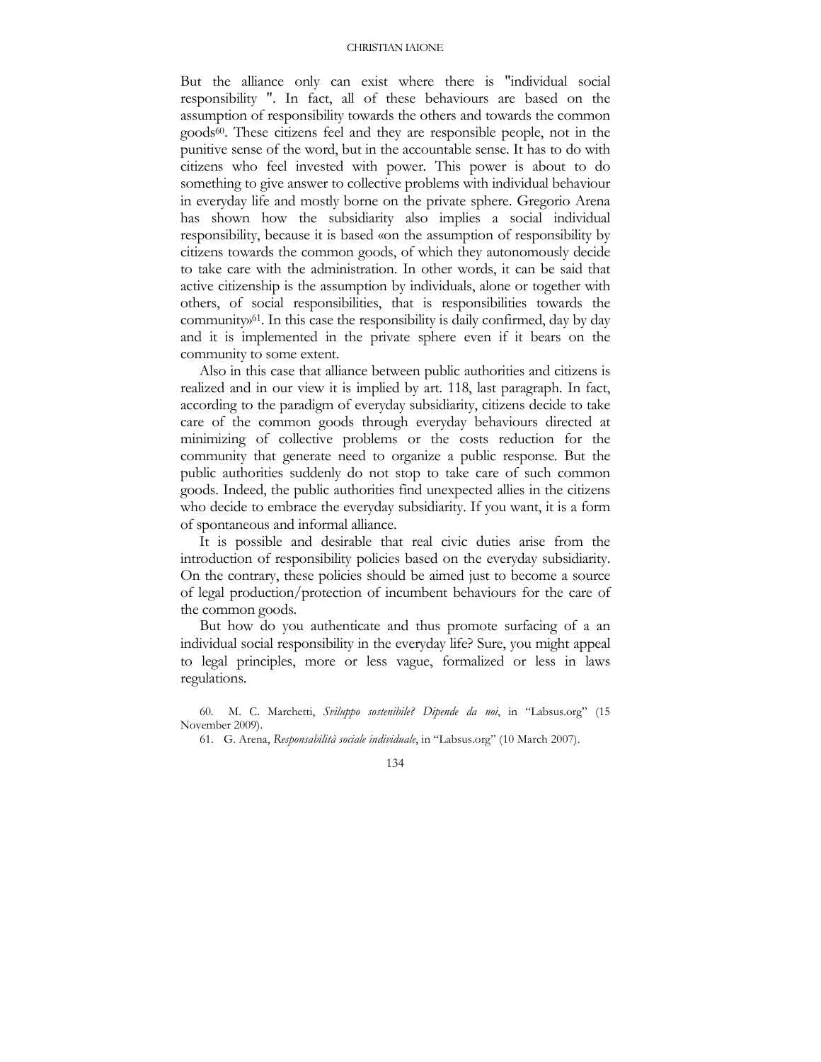But the alliance only can exist where there is "individual social responsibility ". In fact, all of these behaviours are based on the assumption of responsibility towards the others and towards the common goods[60]. These citizens feel and they are responsible people, not in the punitive sense of the word, but in the accountable sense. It has to do with citizens who feel invested with power. This power is about to do something to give answer to collective problems with individual behaviour in everyday life and mostly borne on the private sphere. Gregorio Arena has shown how the subsidiarity also implies a social individual responsibility, because it is based «on the assumption of responsibility by citizens towards the common goods, of which they autonomously decide to take care with the administration. In other words, it can be said that active citizenship is the assumption by individuals, alone or together with others, of social responsibilities, that is responsibilities towards the community»[61]. In this case the responsibility is daily confirmed, day by day and it is implemented in the private sphere even if it bears on the community to some extent.

Also in this case that alliance between public authorities and citizens is realized and in our view it is implied by art. 118, last paragraph. In fact, according to the paradigm of everyday subsidiarity, citizens decide to take care of the common goods through everyday behaviours directed at minimizing of collective problems or the costs reduction for the community that generate need to organize a public response. But the public authorities suddenly do not stop to take care of such common goods. Indeed, the public authorities find unexpected allies in the citizens who decide to embrace the everyday subsidiarity. If you want, it is a form of spontaneous and informal alliance.

It is possible and desirable that real civic duties arise from the introduction of responsibility policies based on the everyday subsidiarity. On the contrary, these policies should be aimed just to become a source of legal production/protection of incumbent behaviours for the care of the common goods.

But how do you authenticate and thus promote surfacing of a an individual social responsibility in the everyday life? Sure, you might appeal to legal principles, more or less vague, formalized or less in laws regulations.

60. M. C. Marchetti, *Sviluppo sostenibile? Dipende da noi*, in "Labsus.org" (15 November 2009).

61. G. Arena, *Responsabilità sociale individuale*, in "Labsus.org" (10 March 2007).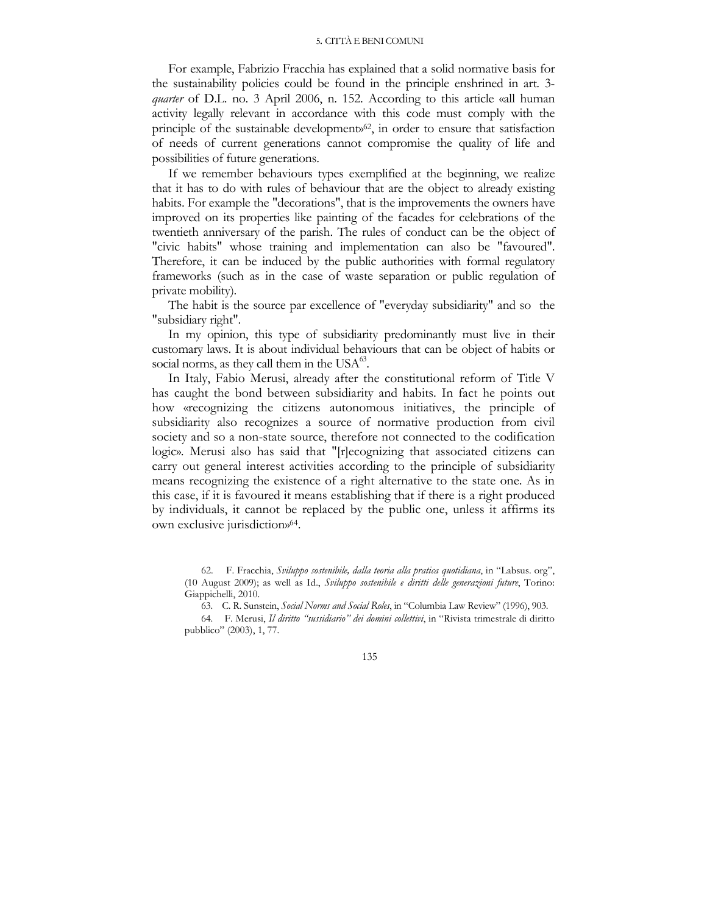For example, Fabrizio Fracchia has explained that a solid normative basis for the sustainability policies could be found in the principle enshrined in art. 3-*quarter* of D.L. no. 3 April 2006, n. 152. According to this article «all human activity legally relevant in accordance with this code must comply with the principle of the sustainable development»[62], in order to ensure that satisfaction of needs of current generations cannot compromise the quality of life and possibilities of future generations.

If we remember behaviours types exemplified at the beginning, we realize that it has to do with rules of behaviour that are the object to already existing habits. For example the "decorations", that is the improvements the owners have improved on its properties like painting of the facades for celebrations of the twentieth anniversary of the parish. The rules of conduct can be the object of "civic habits" whose training and implementation can also be "favoured". Therefore, it can be induced by the public authorities with formal regulatory frameworks (such as in the case of waste separation or public regulation of private mobility).

The habit is the source par excellence of "everyday subsidiarity" and so the "subsidiary right".

In my opinion, this type of subsidiarity predominantly must live in their customary laws. It is about individual behaviours that can be object of habits or social norms, as they call them in the USA[63].

In Italy, Fabio Merusi, already after the constitutional reform of Title V has caught the bond between subsidiarity and habits. In fact he points out how «recognizing the citizens autonomous initiatives, the principle of subsidiarity also recognizes a source of normative production from civil society and so a non-state source, therefore not connected to the codification logic». Merusi also has said that "[r]ecognizing that associated citizens can carry out general interest activities according to the principle of subsidiarity means recognizing the existence of a right alternative to the state one. As in this case, if it is favoured it means establishing that if there is a right produced by individuals, it cannot be replaced by the public one, unless it affirms its own exclusive jurisdiction»[64].

62. F. Fracchia, *Sviluppo sostenibile, dalla teoria alla pratica quotidiana*, in "Labsus. org", (10 August 2009); as well as Id., *Sviluppo sostenibile e diritti delle generazioni future*, Torino: Giappichelli, 2010.

63. C. R. Sunstein, *Social Norms and Social Roles*, in "Columbia Law Review" (1996), 903.

64. F. Merusi, *Il diritto "sussidiario" dei domini collettivi*, in "Rivista trimestrale di diritto pubblico" (2003), 1, 77.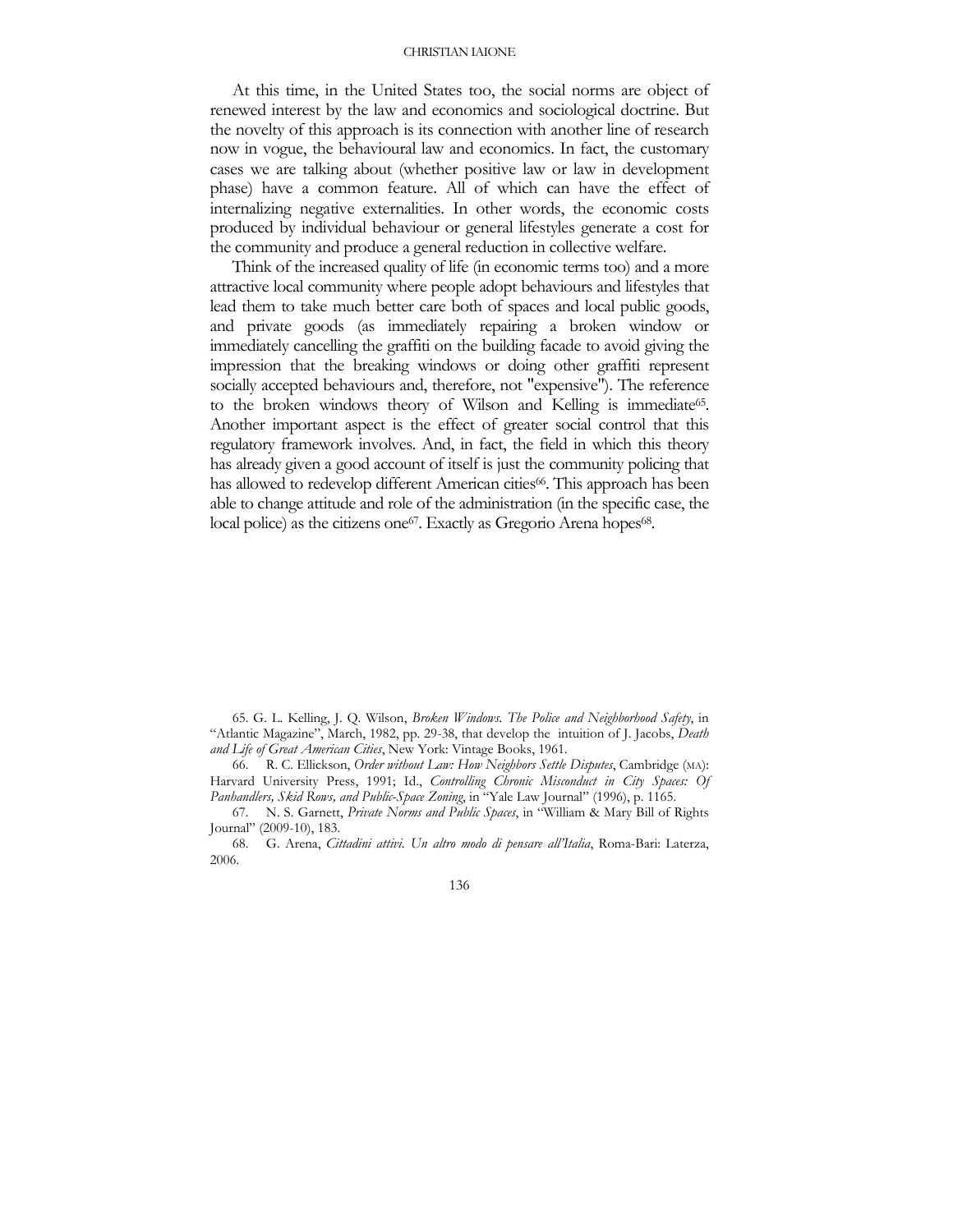At this time, in the United States too, the social norms are object of renewed interest by the law and economics and sociological doctrine. But the novelty of this approach is its connection with another line of research now in vogue, the behavioural law and economics. In fact, the customary cases we are talking about (whether positive law or law in development phase) have a common feature. All of which can have the effect of internalizing negative externalities. In other words, the economic costs produced by individual behaviour or general lifestyles generate a cost for the community and produce a general reduction in collective welfare.

Think of the increased quality of life (in economic terms too) and a more attractive local community where people adopt behaviours and lifestyles that lead them to take much better care both of spaces and local public goods, and private goods (as immediately repairing a broken window or immediately cancelling the graffiti on the building facade to avoid giving the impression that the breaking windows or doing other graffiti represent socially accepted behaviours and, therefore, not "expensive"). The reference to the broken windows theory of Wilson and Kelling is immediate[65]. Another important aspect is the effect of greater social control that this regulatory framework involves. And, in fact, the field in which this theory has already given a good account of itself is just the community policing that has allowed to redevelop different American cities[66]. This approach has been able to change attitude and role of the administration (in the specific case, the local police) as the citizens one[67]. Exactly as Gregorio Arena hopes[68].

65. G. L. Kelling, J. Q. Wilson, *Broken Windows. The Police and Neighborhood Safety*, in "Atlantic Magazine", March, 1982, pp. 29-38, that develop the intuition of J. Jacobs, *Death and Life of Great American Cities*, New York: Vintage Books, 1961.

66. R. C. Ellickson, *Order without Law: How Neighbors Settle Disputes*, Cambridge (MA): Harvard University Press, 1991; Id., *Controlling Chronic Misconduct in City Spaces: Of Panhandlers, Skid Rows, and Public-Space Zoning*, in "Yale Law Journal" (1996), p. 1165.

67. N. S. Garnett, *Private Norms and Public Spaces*, in "William & Mary Bill of Rights Journal" (2009-10), 183.

68. G. Arena, *Cittadini attivi. Un altro modo di pensare all'Italia*, Roma-Bari: Laterza, 2006.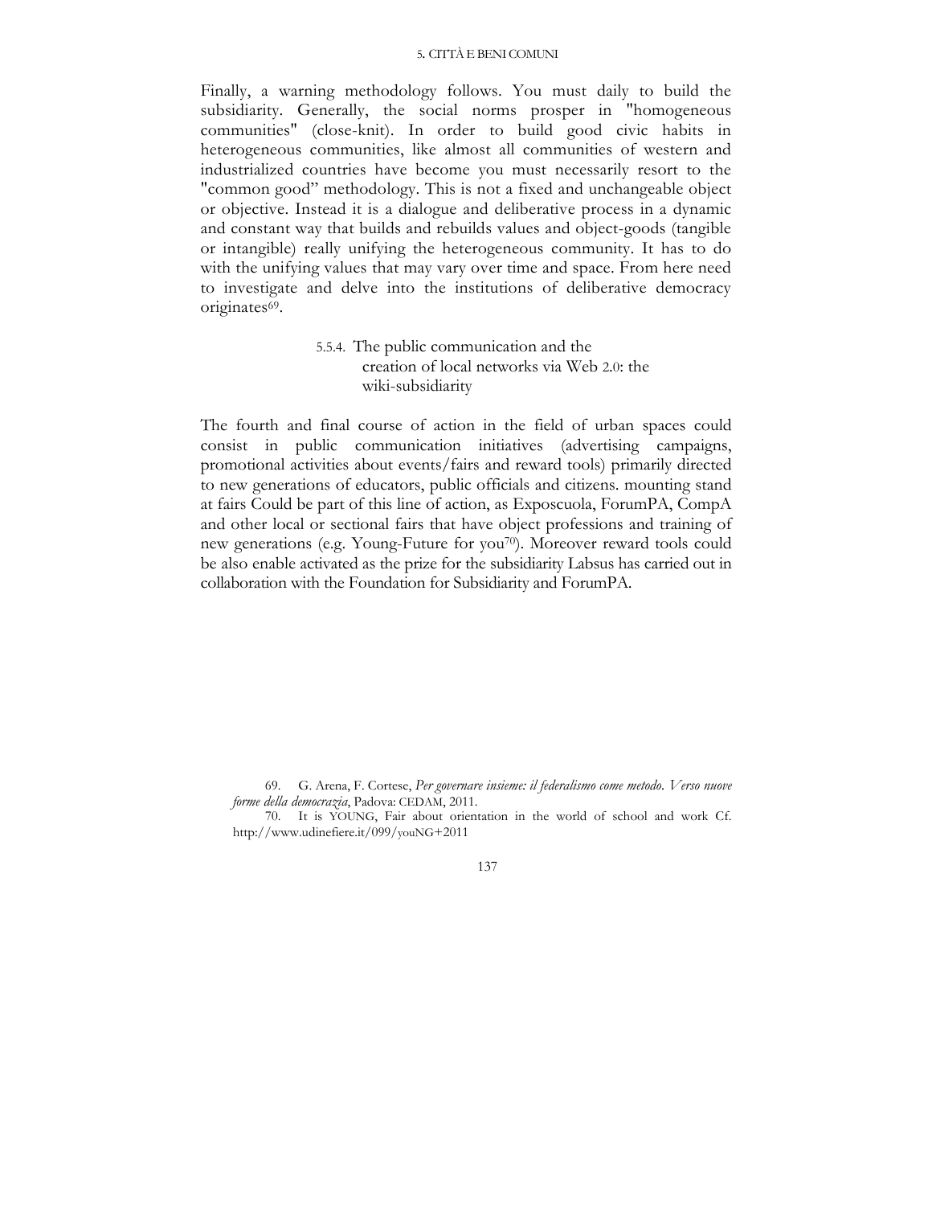Finally, a warning methodology follows. You must daily to build the subsidiarity. Generally, the social norms prosper in "homogeneous communities" (close-knit). In order to build good civic habits in heterogeneous communities, like almost all communities of western and industrialized countries have become you must necessarily resort to the "common good" methodology. This is not a fixed and unchangeable object or objective. Instead it is a dialogue and deliberative process in a dynamic and constant way that builds and rebuilds values and object-goods (tangible or intangible) really unifying the heterogeneous community. It has to do with the unifying values that may vary over time and space. From here need to investigate and delve into the institutions of deliberative democracy originates[69].

### 5.5.4. The public communication and the creation of local networks via Web 2.0: the wiki-subsidiarity

The fourth and final course of action in the field of urban spaces could consist in public communication initiatives (advertising campaigns, promotional activities about events/fairs and reward tools) primarily directed to new generations of educators, public officials and citizens. mounting stand at fairs Could be part of this line of action, as Exposcuola, ForumPA, CompA and other local or sectional fairs that have object professions and training of new generations (e.g. Young-Future for you[70]). Moreover reward tools could be also enable activated as the prize for the subsidiarity Labsus has carried out in collaboration with the Foundation for Subsidiarity and ForumPA.

69. G. Arena, F. Cortese, *Per governare insieme: il federalismo come metodo. Verso nuove forme della democrazia*, Padova: CEDAM, 2011.

70. It is YOUNG, Fair about orientation in the world of school and work Cf. http://www.udinefiere.it/099/youNG+2011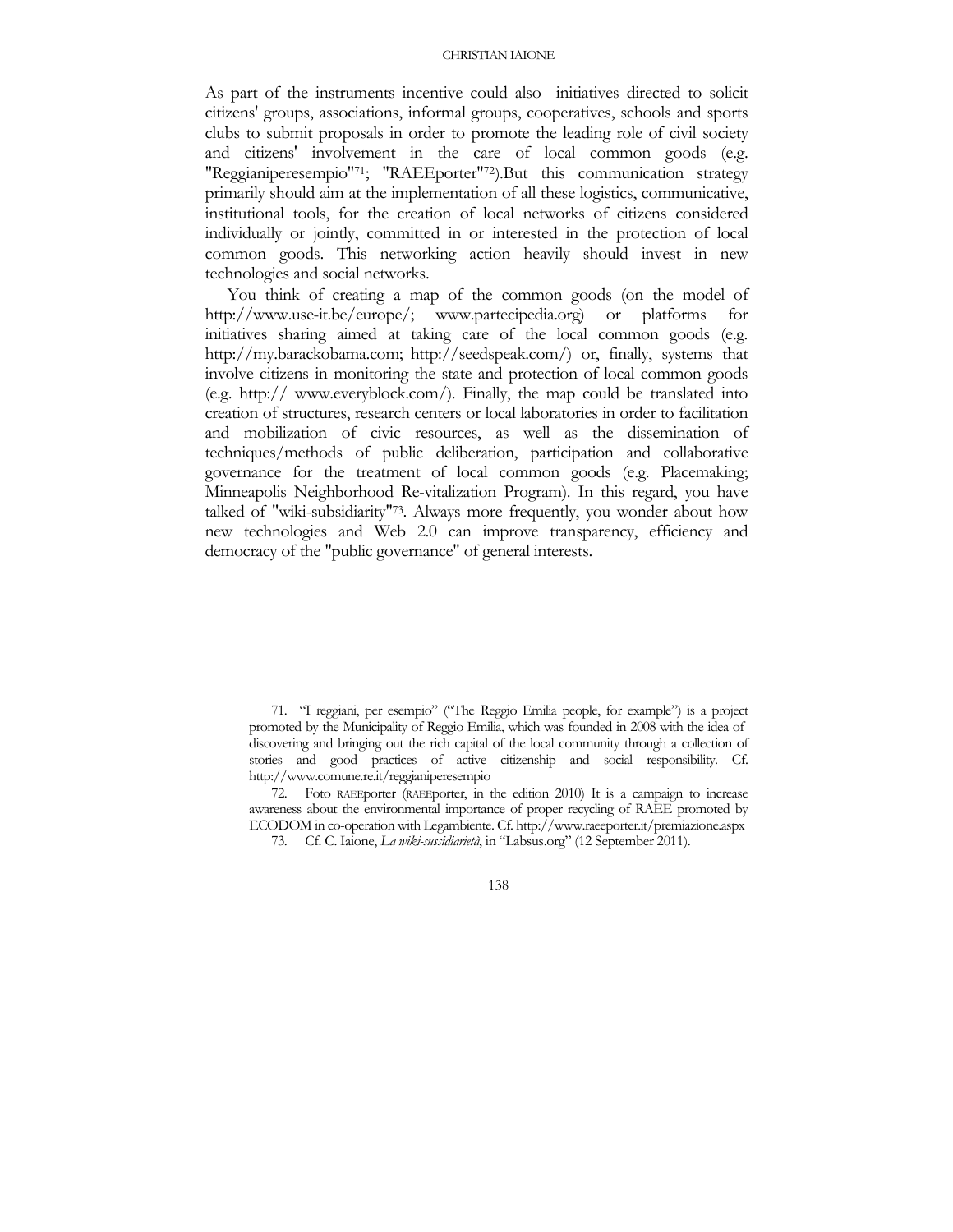As part of the instruments incentive could also initiatives directed to solicit citizens' groups, associations, informal groups, cooperatives, schools and sports clubs to submit proposals in order to promote the leading role of civil society and citizens' involvement in the care of local common goods (e.g. "Reggianiperesempio"[71]; "RAEEporter"[72]).But this communication strategy primarily should aim at the implementation of all these logistics, communicative, institutional tools, for the creation of local networks of citizens considered individually or jointly, committed in or interested in the protection of local common goods. This networking action heavily should invest in new technologies and social networks.

You think of creating a map of the common goods (on the model of http://www.use-it.be/europe/; www.partecipedia.org) or platforms for initiatives sharing aimed at taking care of the local common goods (e.g. http://my.barackobama.com; http://seedspeak.com/) or, finally, systems that involve citizens in monitoring the state and protection of local common goods (e.g. http:// www.everyblock.com/). Finally, the map could be translated into creation of structures, research centers or local laboratories in order to facilitation and mobilization of civic resources, as well as the dissemination of techniques/methods of public deliberation, participation and collaborative governance for the treatment of local common goods (e.g. Placemaking; Minneapolis Neighborhood Re-vitalization Program). In this regard, you have talked of "wiki-subsidiarity"[73]. Always more frequently, you wonder about how new technologies and Web 2.0 can improve transparency, efficiency and democracy of the "public governance" of general interests.

71. "I reggiani, per esempio" ("The Reggio Emilia people, for example") is a project promoted by the Municipality of Reggio Emilia, which was founded in 2008 with the idea of discovering and bringing out the rich capital of the local community through a collection of stories and good practices of active citizenship and social responsibility. Cf. http://www.comune.re.it/reggianiperesempio

72. Foto RAEEporter (RAEEporter, in the edition 2010) It is a campaign to increase awareness about the environmental importance of proper recycling of RAEE promoted by ECODOM in co-operation with Legambiente. Cf. http://www.raeeporter.it/premiazione.aspx

73. Cf. C. Iaione, *La wiki-sussidiarietà*, in "Labsus.org" (12 September 2011).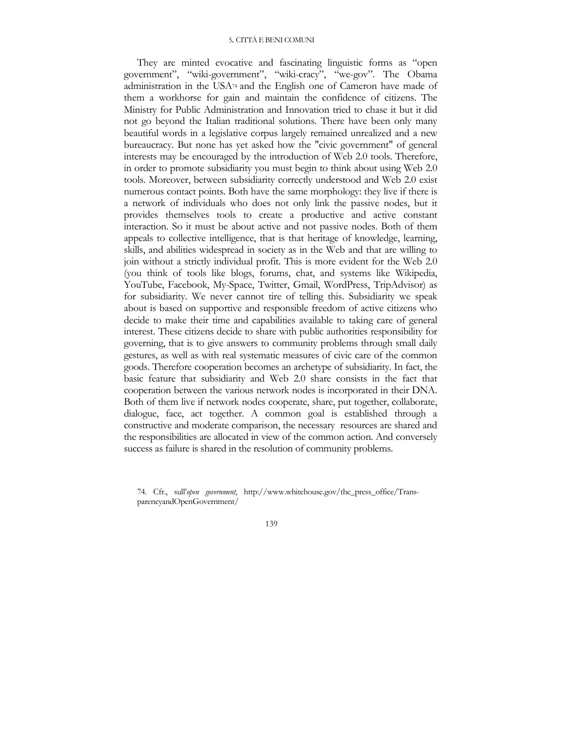They are minted evocative and fascinating linguistic forms as "open government", "wiki-government", "wiki-cracy", "we-gov". The Obama administration in the USA[74] and the English one of Cameron have made of them a workhorse for gain and maintain the confidence of citizens. The Ministry for Public Administration and Innovation tried to chase it but it did not go beyond the Italian traditional solutions. There have been only many beautiful words in a legislative corpus largely remained unrealized and a new bureaucracy. But none has yet asked how the "civic government" of general interests may be encouraged by the introduction of Web 2.0 tools. Therefore, in order to promote subsidiarity you must begin to think about using Web 2.0 tools. Moreover, between subsidiarity correctly understood and Web 2.0 exist numerous contact points. Both have the same morphology: they live if there is a network of individuals who does not only link the passive nodes, but it provides themselves tools to create a productive and active constant interaction. So it must be about active and not passive nodes. Both of them appeals to collective intelligence, that is that heritage of knowledge, learning, skills, and abilities widespread in society as in the Web and that are willing to join without a strictly individual profit. This is more evident for the Web 2.0 (you think of tools like blogs, forums, chat, and systems like Wikipedia, YouTube, Facebook, My-Space, Twitter, Gmail, WordPress, TripAdvisor) as for subsidiarity. We never cannot tire of telling this. Subsidiarity we speak about is based on supportive and responsible freedom of active citizens who decide to make their time and capabilities available to taking care of general interest. These citizens decide to share with public authorities responsibility for governing, that is to give answers to community problems through small daily gestures, as well as with real systematic measures of civic care of the common goods. Therefore cooperation becomes an archetype of subsidiarity. In fact, the basic feature that subsidiarity and Web 2.0 share consists in the fact that cooperation between the various network nodes is incorporated in their DNA. Both of them live if network nodes cooperate, share, put together, collaborate, dialogue, face, act together. A common goal is established through a constructive and moderate comparison, the necessary resources are shared and the responsibilities are allocated in view of the common action. And conversely success as failure is shared in the resolution of community problems.

74. Cfr., sull'*open government*, http://www.whitehouse.gov/the_press_office/TransparencyandOpenGovernment/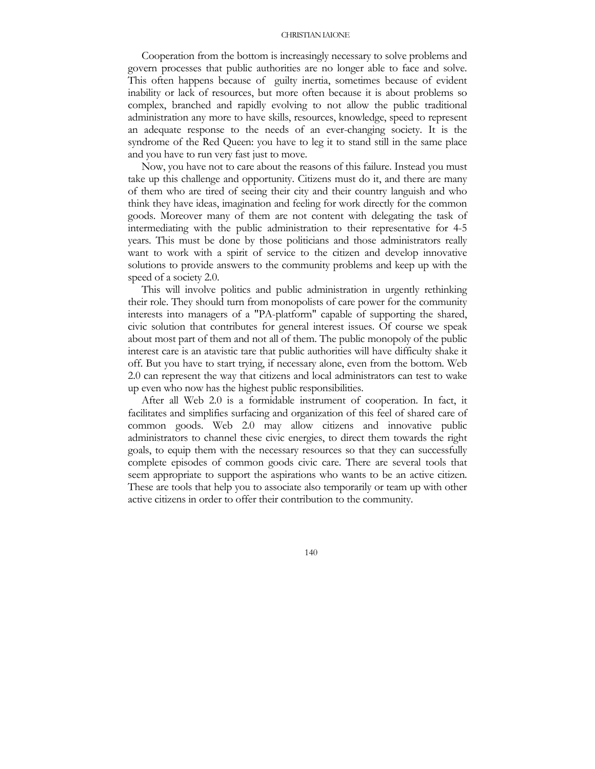Cooperation from the bottom is increasingly necessary to solve problems and govern processes that public authorities are no longer able to face and solve. This often happens because of guilty inertia, sometimes because of evident inability or lack of resources, but more often because it is about problems so complex, branched and rapidly evolving to not allow the public traditional administration any more to have skills, resources, knowledge, speed to represent an adequate response to the needs of an ever-changing society. It is the syndrome of the Red Queen: you have to leg it to stand still in the same place and you have to run very fast just to move.

Now, you have not to care about the reasons of this failure. Instead you must take up this challenge and opportunity. Citizens must do it, and there are many of them who are tired of seeing their city and their country languish and who think they have ideas, imagination and feeling for work directly for the common goods. Moreover many of them are not content with delegating the task of intermediating with the public administration to their representative for 4-5 years. This must be done by those politicians and those administrators really want to work with a spirit of service to the citizen and develop innovative solutions to provide answers to the community problems and keep up with the speed of a society 2.0.

This will involve politics and public administration in urgently rethinking their role. They should turn from monopolists of care power for the community interests into managers of a "PA-platform" capable of supporting the shared, civic solution that contributes for general interest issues. Of course we speak about most part of them and not all of them. The public monopoly of the public interest care is an atavistic tare that public authorities will have difficulty shake it off. But you have to start trying, if necessary alone, even from the bottom. Web 2.0 can represent the way that citizens and local administrators can test to wake up even who now has the highest public responsibilities.

After all Web 2.0 is a formidable instrument of cooperation. In fact, it facilitates and simplifies surfacing and organization of this feel of shared care of common goods. Web 2.0 may allow citizens and innovative public administrators to channel these civic energies, to direct them towards the right goals, to equip them with the necessary resources so that they can successfully complete episodes of common goods civic care. There are several tools that seem appropriate to support the aspirations who wants to be an active citizen. These are tools that help you to associate also temporarily or team up with other active citizens in order to offer their contribution to the community.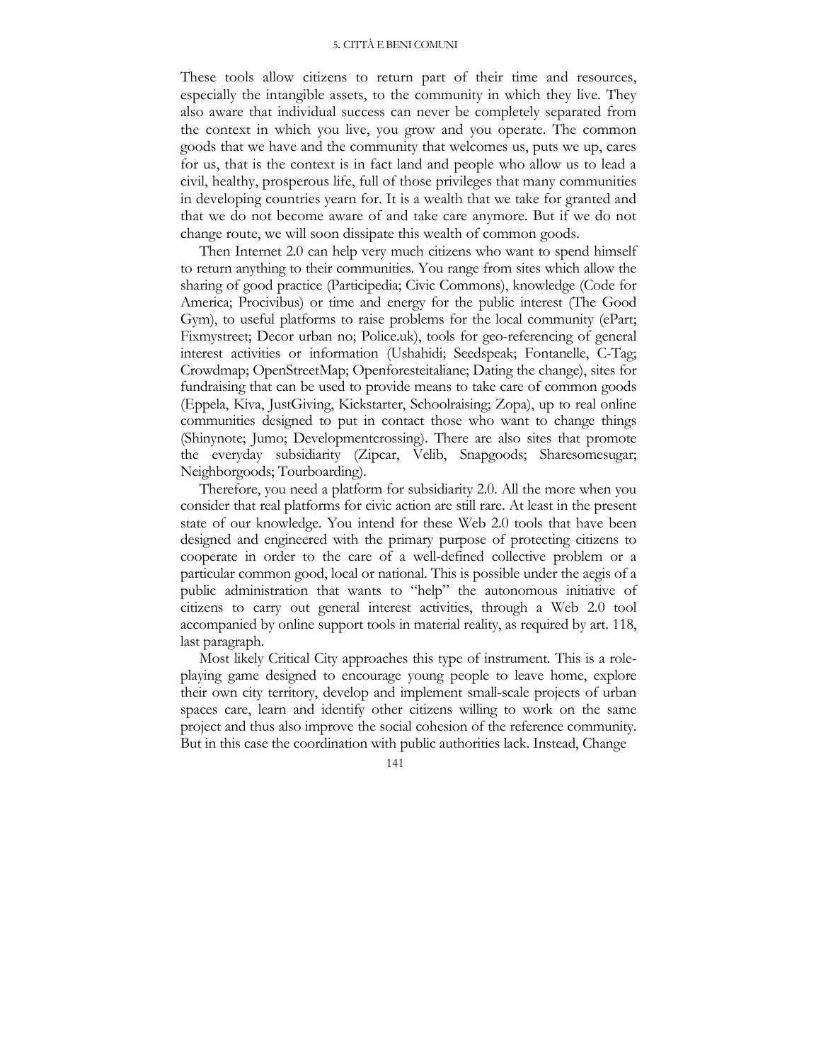These tools allow citizens to return part of their time and resources, especially the intangible assets, to the community in which they live. They also aware that individual success can never be completely separated from the context in which you live, you grow and you operate. The common goods that we have and the community that welcomes us, puts we up, cares for us, that is the context is in fact land and people who allow us to lead a civil, healthy, prosperous life, full of those privileges that many communities in developing countries yearn for. It is a wealth that we take for granted and that we do not become aware of and take care anymore. But if we do not change route, we will soon dissipate this wealth of common goods.

Then Internet 2.0 can help very much citizens who want to spend himself to return anything to their communities. You range from sites which allow the sharing of good practice (Participedia; Civic Commons), knowledge (Code for America; Procivibus) or time and energy for the public interest (The Good Gym), to useful platforms to raise problems for the local community (ePart; Fixmystreet; Decor urban no; Police.uk), tools for geo-referencing of general interest activities or information (Ushahidi; Seedspeak; Fontanelle, C-Tag; Crowdmap; OpenStreetMap; Openforesteitaliane; Dating the change), sites for fundraising that can be used to provide means to take care of common goods (Eppela, Kiva, JustGiving, Kickstarter, Schoolraising; Zopa), up to real online communities designed to put in contact those who want to change things (Shinynote; Jumo; Developmentcrossing). There are also sites that promote the everyday subsidiarity (Zipcar, Velib, Snapgoods; Sharesomesugar; Neighborgoods; Tourboarding).

Therefore, you need a platform for subsidiarity 2.0. All the more when you consider that real platforms for civic action are still rare. At least in the present state of our knowledge. You intend for these Web 2.0 tools that have been designed and engineered with the primary purpose of protecting citizens to cooperate in order to the care of a well-defined collective problem or a particular common good, local or national. This is possible under the aegis of a public administration that wants to "help" the autonomous initiative of citizens to carry out general interest activities, through a Web 2.0 tool accompanied by online support tools in material reality, as required by art. 118, last paragraph.

Most likely Critical City approaches this type of instrument. This is a role-playing game designed to encourage young people to leave home, explore their own city territory, develop and implement small-scale projects of urban spaces care, learn and identify other citizens willing to work on the same project and thus also improve the social cohesion of the reference community. But in this case the coordination with public authorities lack. Instead, Change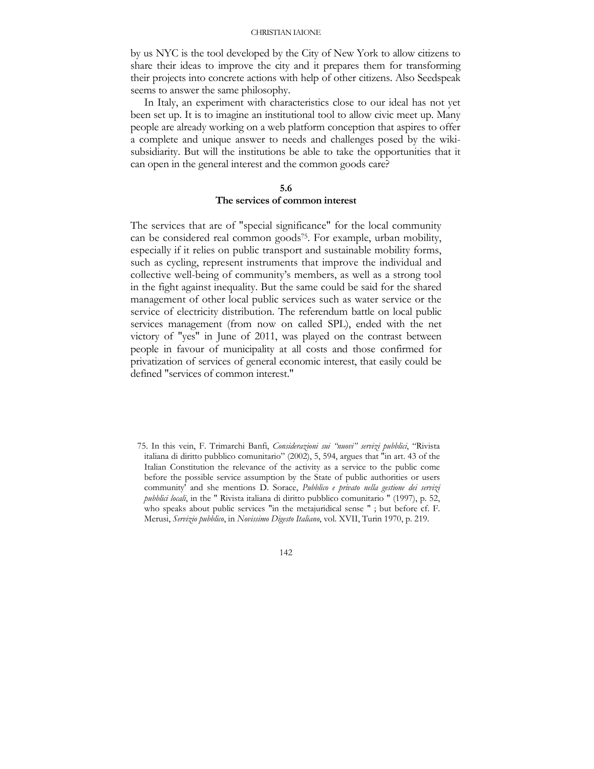by us NYC is the tool developed by the City of New York to allow citizens to share their ideas to improve the city and it prepares them for transforming their projects into concrete actions with help of other citizens. Also Seedspeak seems to answer the same philosophy.

In Italy, an experiment with characteristics close to our ideal has not yet been set up. It is to imagine an institutional tool to allow civic meet up. Many people are already working on a web platform conception that aspires to offer a complete and unique answer to needs and challenges posed by the wiki-subsidiarity. But will the institutions be able to take the opportunities that it can open in the general interest and the common goods care?

## 5.6
## The services of common interest

The services that are of "special significance" for the local community can be considered real common goods[75]. For example, urban mobility, especially if it relies on public transport and sustainable mobility forms, such as cycling, represent instruments that improve the individual and collective well-being of community's members, as well as a strong tool in the fight against inequality. But the same could be said for the shared management of other local public services such as water service or the service of electricity distribution. The referendum battle on local public services management (from now on called SPL), ended with the net victory of "yes" in June of 2011, was played on the contrast between people in favour of municipality at all costs and those confirmed for privatization of services of general economic interest, that easily could be defined "services of common interest."

75. In this vein, F. Trimarchi Banfi, *Considerazioni sui "nuovi" servizi pubblici*, "Rivista italiana di diritto pubblico comunitario" (2002), 5, 594, argues that "in art. 43 of the Italian Constitution the relevance of the activity as a service to the public come before the possible service assumption by the State of public authorities or users community' and she mentions D. Sorace, *Pubblico e privato nella gestione dei servizi pubblici locali*, in the " Rivista italiana di diritto pubblico comunitario " (1997), p. 52, who speaks about public services "in the metajuridical sense " ; but before cf. F. Merusi, *Servizio pubblico*, in *Novissimo Digesto Italiano*, vol. XVII, Turin 1970, p. 219.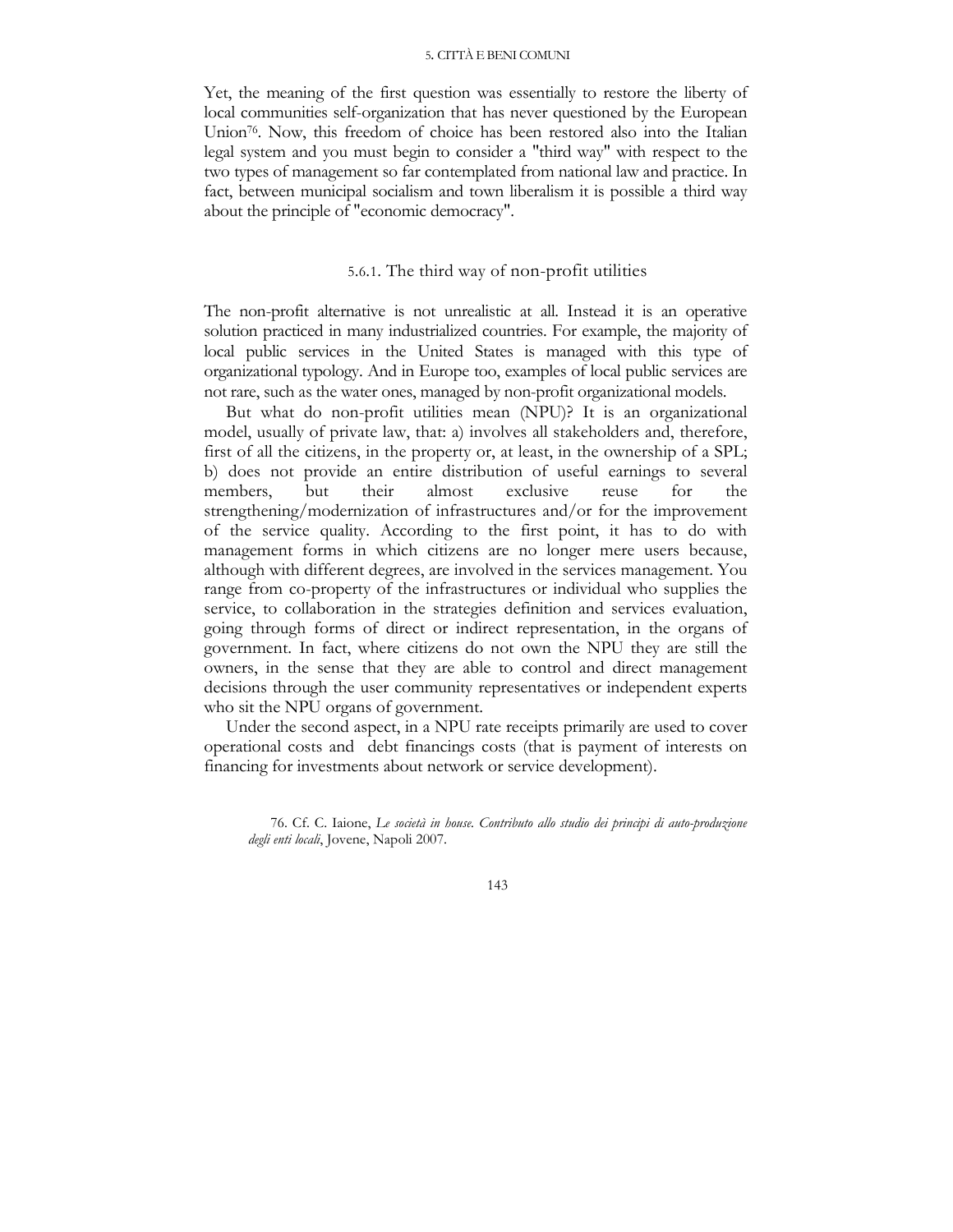Yet, the meaning of the first question was essentially to restore the liberty of local communities self-organization that has never questioned by the European Union[76]. Now, this freedom of choice has been restored also into the Italian legal system and you must begin to consider a "third way" with respect to the two types of management so far contemplated from national law and practice. In fact, between municipal socialism and town liberalism it is possible a third way about the principle of "economic democracy".

### 5.6.1. The third way of non-profit utilities

The non-profit alternative is not unrealistic at all. Instead it is an operative solution practiced in many industrialized countries. For example, the majority of local public services in the United States is managed with this type of organizational typology. And in Europe too, examples of local public services are not rare, such as the water ones, managed by non-profit organizational models.

But what do non-profit utilities mean (NPU)? It is an organizational model, usually of private law, that: a) involves all stakeholders and, therefore, first of all the citizens, in the property or, at least, in the ownership of a SPL; b) does not provide an entire distribution of useful earnings to several members, but their almost exclusive reuse for the strengthening/modernization of infrastructures and/or for the improvement of the service quality. According to the first point, it has to do with management forms in which citizens are no longer mere users because, although with different degrees, are involved in the services management. You range from co-property of the infrastructures or individual who supplies the service, to collaboration in the strategies definition and services evaluation, going through forms of direct or indirect representation, in the organs of government. In fact, where citizens do not own the NPU they are still the owners, in the sense that they are able to control and direct management decisions through the user community representatives or independent experts who sit the NPU organs of government.

Under the second aspect, in a NPU rate receipts primarily are used to cover operational costs and debt financings costs (that is payment of interests on financing for investments about network or service development).

76. Cf. C. Iaione, *Le società in house. Contributo allo studio dei principi di auto-produzione degli enti locali*, Jovene, Napoli 2007.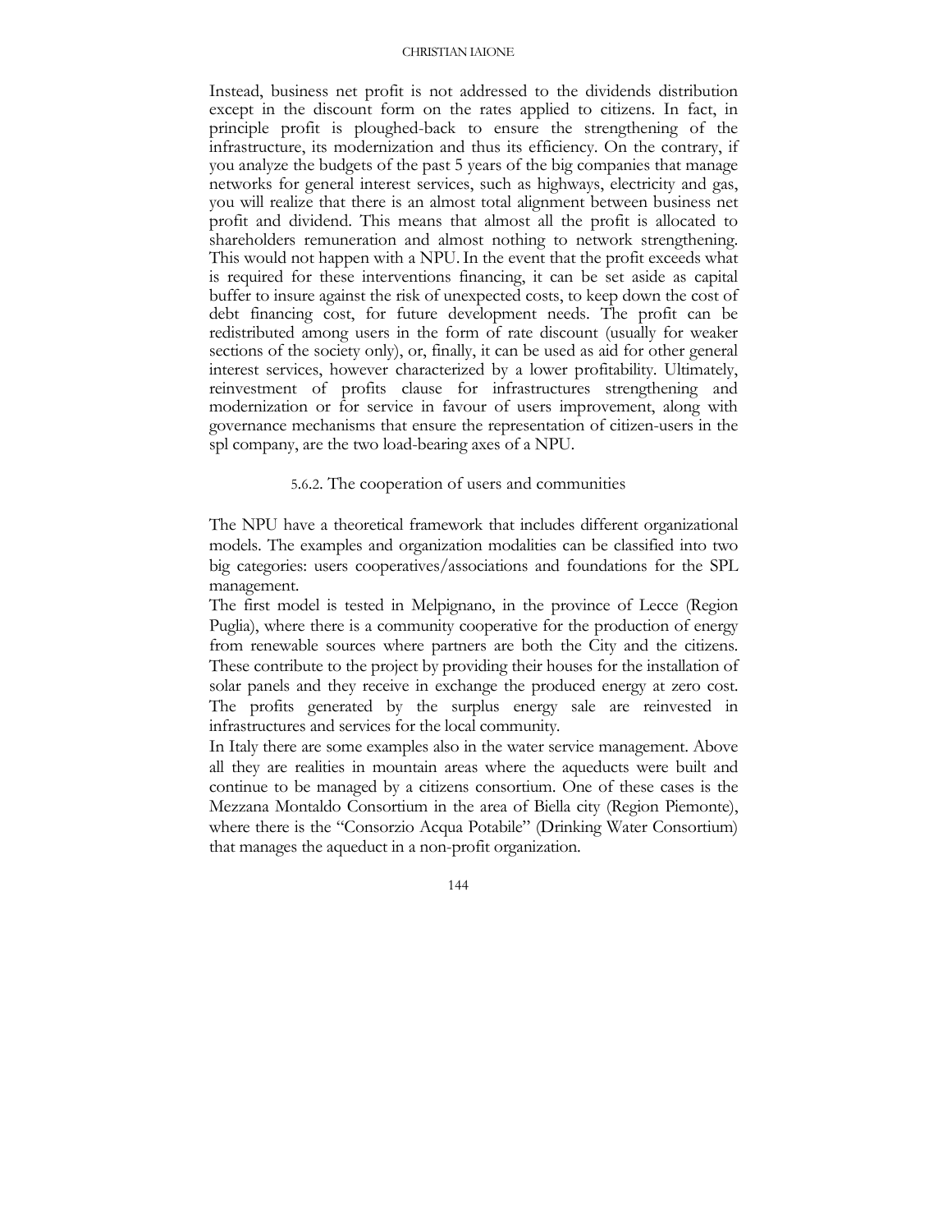Instead, business net profit is not addressed to the dividends distribution except in the discount form on the rates applied to citizens. In fact, in principle profit is ploughed-back to ensure the strengthening of the infrastructure, its modernization and thus its efficiency. On the contrary, if you analyze the budgets of the past 5 years of the big companies that manage networks for general interest services, such as highways, electricity and gas, you will realize that there is an almost total alignment between business net profit and dividend. This means that almost all the profit is allocated to shareholders remuneration and almost nothing to network strengthening. This would not happen with a NPU. In the event that the profit exceeds what is required for these interventions financing, it can be set aside as capital buffer to insure against the risk of unexpected costs, to keep down the cost of debt financing cost, for future development needs. The profit can be redistributed among users in the form of rate discount (usually for weaker sections of the society only), or, finally, it can be used as aid for other general interest services, however characterized by a lower profitability. Ultimately, reinvestment of profits clause for infrastructures strengthening and modernization or for service in favour of users improvement, along with governance mechanisms that ensure the representation of citizen-users in the spl company, are the two load-bearing axes of a NPU.

### 5.6.2. The cooperation of users and communities

The NPU have a theoretical framework that includes different organizational models. The examples and organization modalities can be classified into two big categories: users cooperatives/associations and foundations for the SPL management.

The first model is tested in Melpignano, in the province of Lecce (Region Puglia), where there is a community cooperative for the production of energy from renewable sources where partners are both the City and the citizens. These contribute to the project by providing their houses for the installation of solar panels and they receive in exchange the produced energy at zero cost. The profits generated by the surplus energy sale are reinvested in infrastructures and services for the local community.

In Italy there are some examples also in the water service management. Above all they are realities in mountain areas where the aqueducts were built and continue to be managed by a citizens consortium. One of these cases is the Mezzana Montaldo Consortium in the area of Biella city (Region Piemonte), where there is the "Consorzio Acqua Potabile" (Drinking Water Consortium) that manages the aqueduct in a non-profit organization.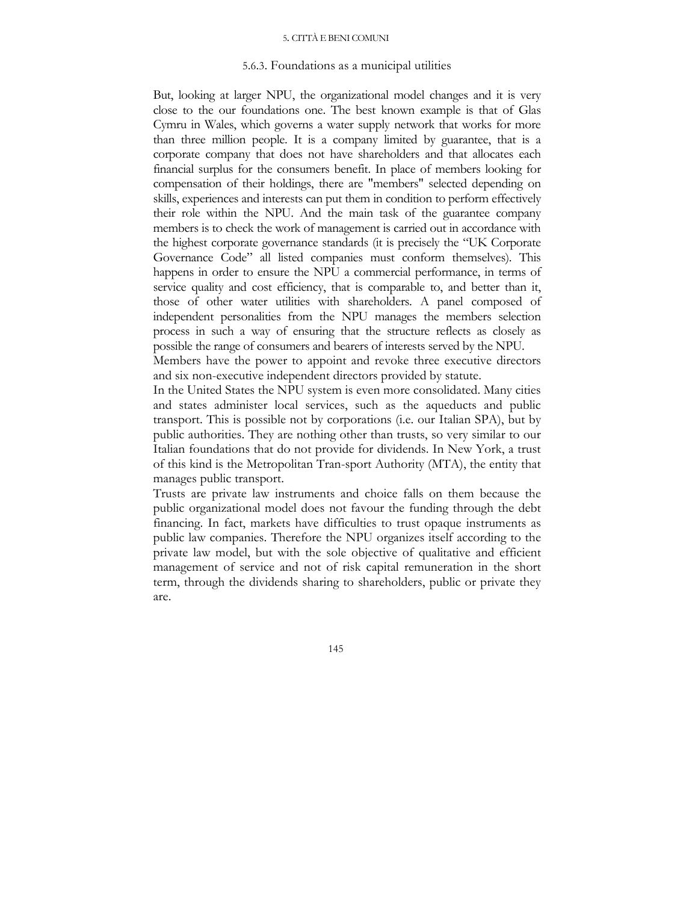### 5.6.3. Foundations as a municipal utilities

But, looking at larger NPU, the organizational model changes and it is very close to the our foundations one. The best known example is that of Glas Cymru in Wales, which governs a water supply network that works for more than three million people. It is a company limited by guarantee, that is a corporate company that does not have shareholders and that allocates each financial surplus for the consumers benefit. In place of members looking for compensation of their holdings, there are "members" selected depending on skills, experiences and interests can put them in condition to perform effectively their role within the NPU. And the main task of the guarantee company members is to check the work of management is carried out in accordance with the highest corporate governance standards (it is precisely the "UK Corporate Governance Code" all listed companies must conform themselves). This happens in order to ensure the NPU a commercial performance, in terms of service quality and cost efficiency, that is comparable to, and better than it, those of other water utilities with shareholders. A panel composed of independent personalities from the NPU manages the members selection process in such a way of ensuring that the structure reflects as closely as possible the range of consumers and bearers of interests served by the NPU.

Members have the power to appoint and revoke three executive directors and six non-executive independent directors provided by statute.

In the United States the NPU system is even more consolidated. Many cities and states administer local services, such as the aqueducts and public transport. This is possible not by corporations (i.e. our Italian SPA), but by public authorities. They are nothing other than trusts, so very similar to our Italian foundations that do not provide for dividends. In New York, a trust of this kind is the Metropolitan Tran-sport Authority (MTA), the entity that manages public transport.

Trusts are private law instruments and choice falls on them because the public organizational model does not favour the funding through the debt financing. In fact, markets have difficulties to trust opaque instruments as public law companies. Therefore the NPU organizes itself according to the private law model, but with the sole objective of qualitative and efficient management of service and not of risk capital remuneration in the short term, through the dividends sharing to shareholders, public or private they are.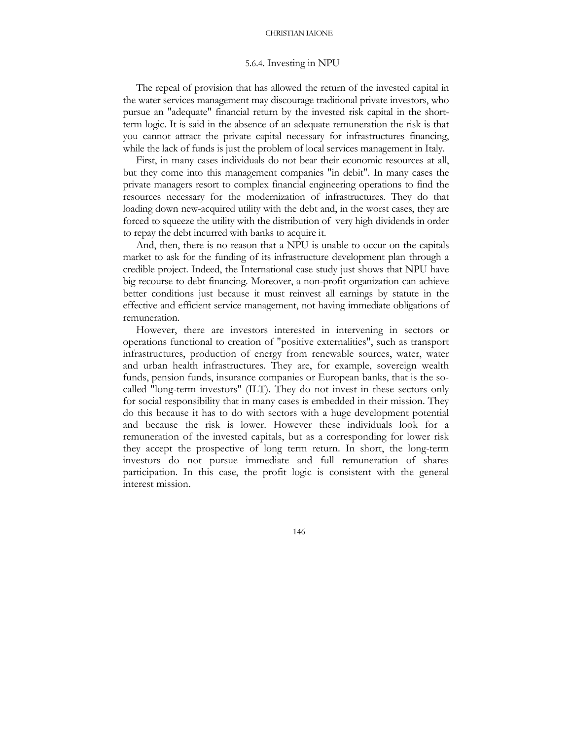#### 5.6.4. Investing in NPU

The repeal of provision that has allowed the return of the invested capital in the water services management may discourage traditional private investors, who pursue an "adequate" financial return by the invested risk capital in the short-term logic. It is said in the absence of an adequate remuneration the risk is that you cannot attract the private capital necessary for infrastructures financing, while the lack of funds is just the problem of local services management in Italy.

First, in many cases individuals do not bear their economic resources at all, but they come into this management companies "in debit". In many cases the private managers resort to complex financial engineering operations to find the resources necessary for the modernization of infrastructures. They do that loading down new-acquired utility with the debt and, in the worst cases, they are forced to squeeze the utility with the distribution of very high dividends in order to repay the debt incurred with banks to acquire it.

And, then, there is no reason that a NPU is unable to occur on the capitals market to ask for the funding of its infrastructure development plan through a credible project. Indeed, the International case study just shows that NPU have big recourse to debt financing. Moreover, a non-profit organization can achieve better conditions just because it must reinvest all earnings by statute in the effective and efficient service management, not having immediate obligations of remuneration.

However, there are investors interested in intervening in sectors or operations functional to creation of "positive externalities", such as transport infrastructures, production of energy from renewable sources, water, water and urban health infrastructures. They are, for example, sovereign wealth funds, pension funds, insurance companies or European banks, that is the so-called "long-term investors" (ILT). They do not invest in these sectors only for social responsibility that in many cases is embedded in their mission. They do this because it has to do with sectors with a huge development potential and because the risk is lower. However these individuals look for a remuneration of the invested capitals, but as a corresponding for lower risk they accept the prospective of long term return. In short, the long-term investors do not pursue immediate and full remuneration of shares participation. In this case, the profit logic is consistent with the general interest mission.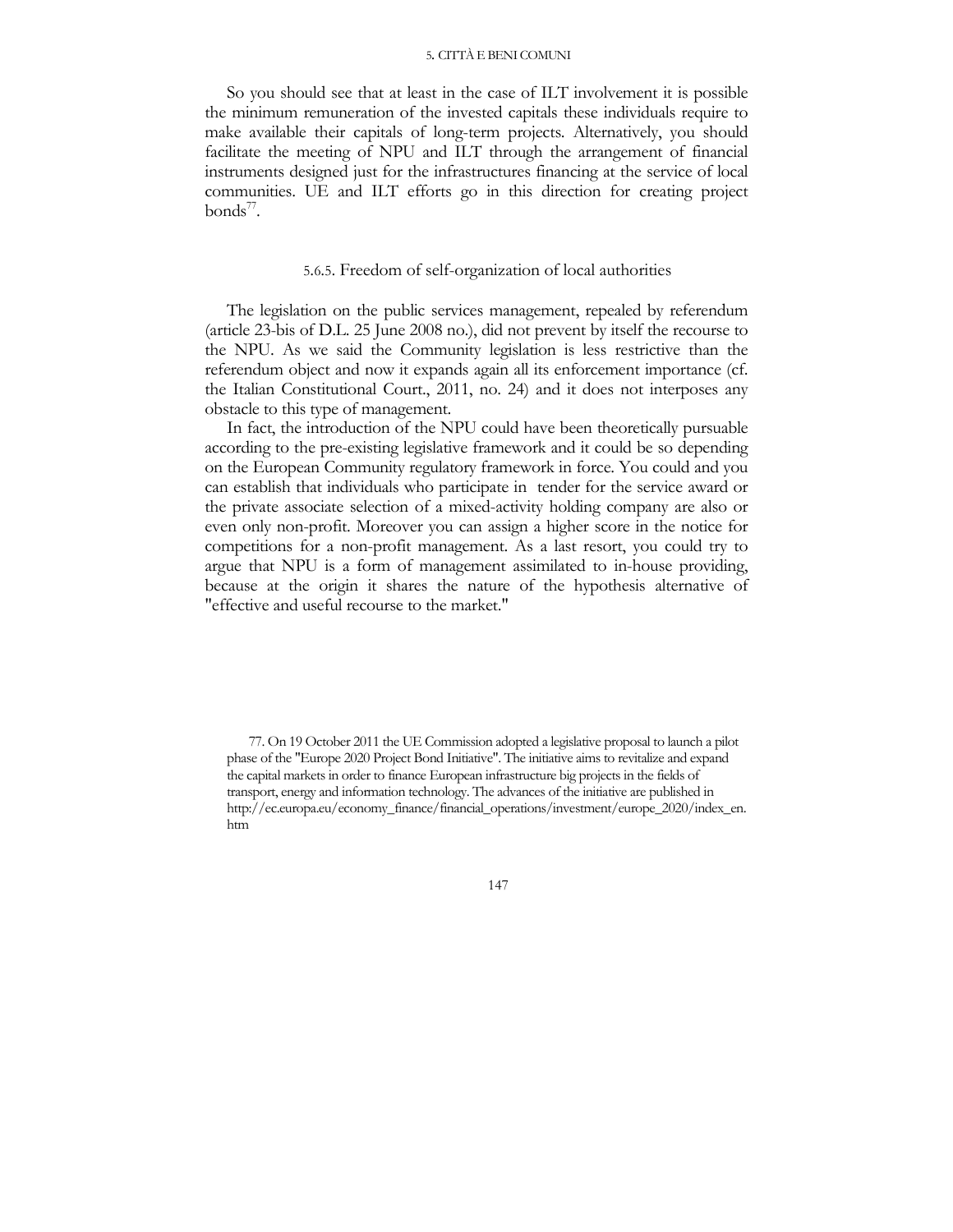So you should see that at least in the case of ILT involvement it is possible the minimum remuneration of the invested capitals these individuals require to make available their capitals of long-term projects. Alternatively, you should facilitate the meeting of NPU and ILT through the arrangement of financial instruments designed just for the infrastructures financing at the service of local communities. UE and ILT efforts go in this direction for creating project bonds[77].

### 5.6.5. Freedom of self-organization of local authorities

The legislation on the public services management, repealed by referendum (article 23-bis of D.L. 25 June 2008 no.), did not prevent by itself the recourse to the NPU. As we said the Community legislation is less restrictive than the referendum object and now it expands again all its enforcement importance (cf. the Italian Constitutional Court., 2011, no. 24) and it does not interposes any obstacle to this type of management.

In fact, the introduction of the NPU could have been theoretically pursuable according to the pre-existing legislative framework and it could be so depending on the European Community regulatory framework in force. You could and you can establish that individuals who participate in tender for the service award or the private associate selection of a mixed-activity holding company are also or even only non-profit. Moreover you can assign a higher score in the notice for competitions for a non-profit management. As a last resort, you could try to argue that NPU is a form of management assimilated to in-house providing, because at the origin it shares the nature of the hypothesis alternative of "effective and useful recourse to the market."

77. On 19 October 2011 the UE Commission adopted a legislative proposal to launch a pilot phase of the "Europe 2020 Project Bond Initiative". The initiative aims to revitalize and expand the capital markets in order to finance European infrastructure big projects in the fields of transport, energy and information technology. The advances of the initiative are published in http://ec.europa.eu/economy_finance/financial_operations/investment/europe_2020/index_en.htm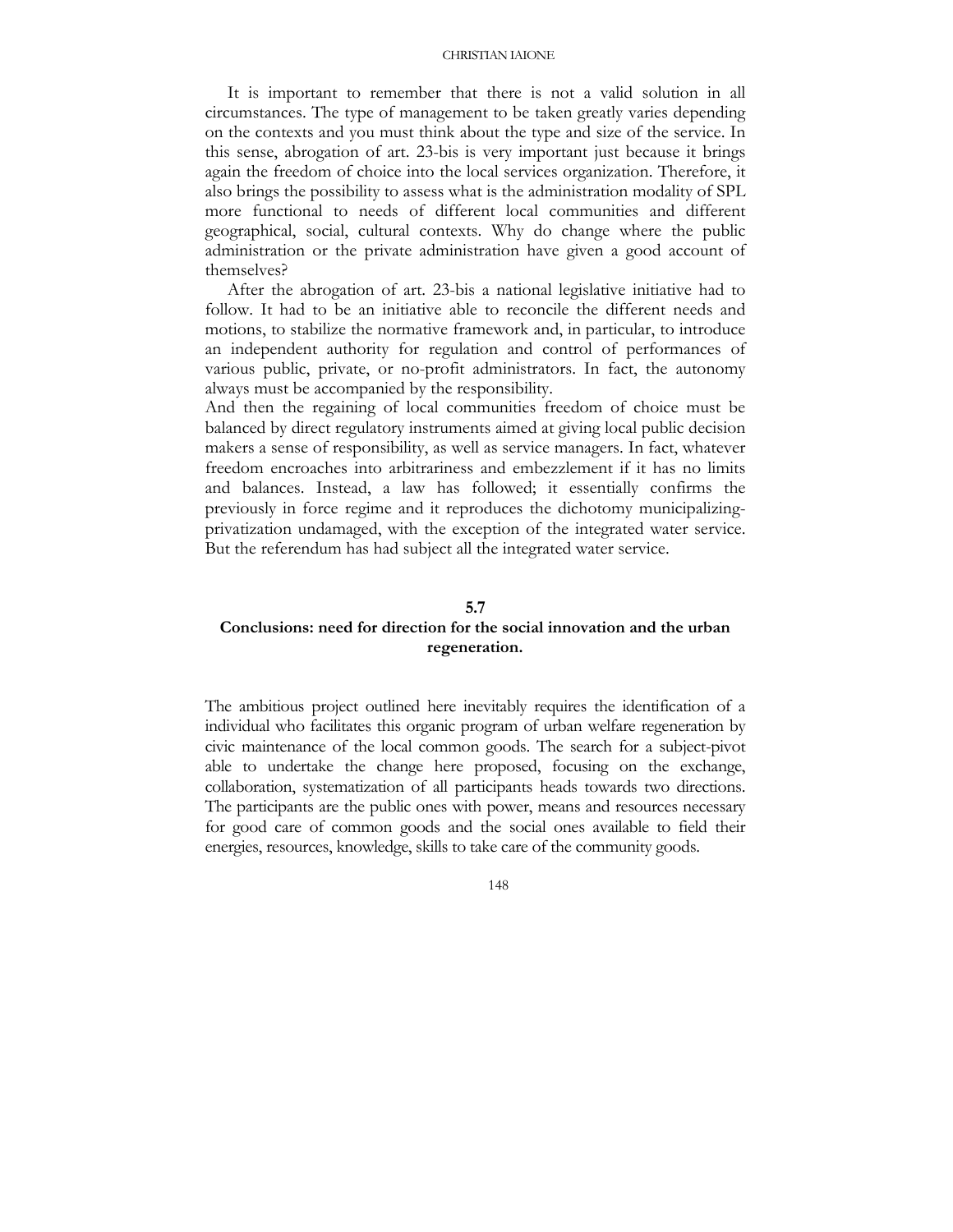It is important to remember that there is not a valid solution in all circumstances. The type of management to be taken greatly varies depending on the contexts and you must think about the type and size of the service. In this sense, abrogation of art. 23-bis is very important just because it brings again the freedom of choice into the local services organization. Therefore, it also brings the possibility to assess what is the administration modality of SPL more functional to needs of different local communities and different geographical, social, cultural contexts. Why do change where the public administration or the private administration have given a good account of themselves?

After the abrogation of art. 23-bis a national legislative initiative had to follow. It had to be an initiative able to reconcile the different needs and motions, to stabilize the normative framework and, in particular, to introduce an independent authority for regulation and control of performances of various public, private, or no-profit administrators. In fact, the autonomy always must be accompanied by the responsibility.

And then the regaining of local communities freedom of choice must be balanced by direct regulatory instruments aimed at giving local public decision makers a sense of responsibility, as well as service managers. In fact, whatever freedom encroaches into arbitrariness and embezzlement if it has no limits and balances. Instead, a law has followed; it essentially confirms the previously in force regime and it reproduces the dichotomy municipalizing-privatization undamaged, with the exception of the integrated water service. But the referendum has had subject all the integrated water service.

## 5.7
## Conclusions: need for direction for the social innovation and the urban regeneration.

The ambitious project outlined here inevitably requires the identification of a individual who facilitates this organic program of urban welfare regeneration by civic maintenance of the local common goods. The search for a subject-pivot able to undertake the change here proposed, focusing on the exchange, collaboration, systematization of all participants heads towards two directions. The participants are the public ones with power, means and resources necessary for good care of common goods and the social ones available to field their energies, resources, knowledge, skills to take care of the community goods.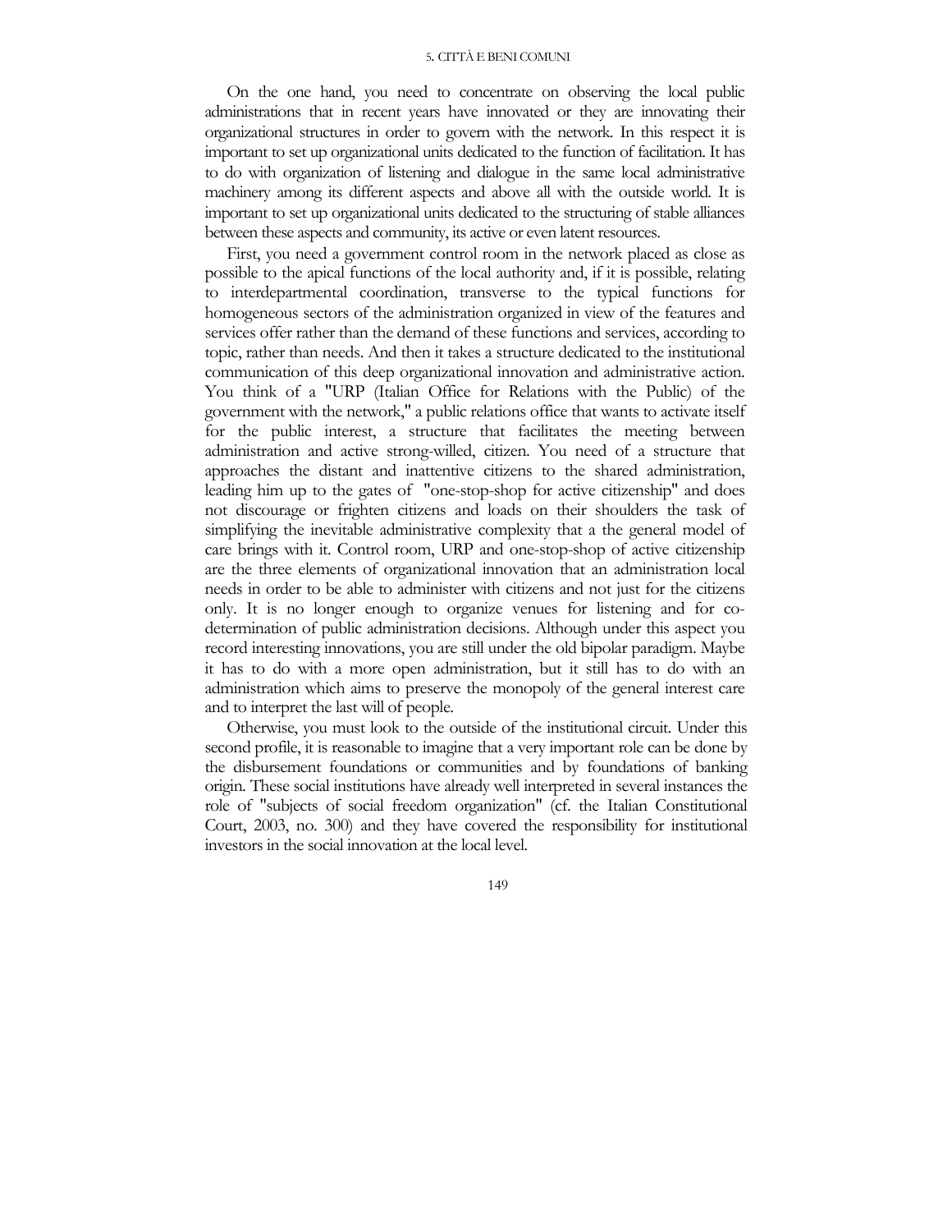On the one hand, you need to concentrate on observing the local public administrations that in recent years have innovated or they are innovating their organizational structures in order to govern with the network. In this respect it is important to set up organizational units dedicated to the function of facilitation. It has to do with organization of listening and dialogue in the same local administrative machinery among its different aspects and above all with the outside world. It is important to set up organizational units dedicated to the structuring of stable alliances between these aspects and community, its active or even latent resources.

First, you need a government control room in the network placed as close as possible to the apical functions of the local authority and, if it is possible, relating to interdepartmental coordination, transverse to the typical functions for homogeneous sectors of the administration organized in view of the features and services offer rather than the demand of these functions and services, according to topic, rather than needs. And then it takes a structure dedicated to the institutional communication of this deep organizational innovation and administrative action. You think of a "URP (Italian Office for Relations with the Public) of the government with the network," a public relations office that wants to activate itself for the public interest, a structure that facilitates the meeting between administration and active strong-willed, citizen. You need of a structure that approaches the distant and inattentive citizens to the shared administration, leading him up to the gates of "one-stop-shop for active citizenship" and does not discourage or frighten citizens and loads on their shoulders the task of simplifying the inevitable administrative complexity that a the general model of care brings with it. Control room, URP and one-stop-shop of active citizenship are the three elements of organizational innovation that an administration local needs in order to be able to administer with citizens and not just for the citizens only. It is no longer enough to organize venues for listening and for co-determination of public administration decisions. Although under this aspect you record interesting innovations, you are still under the old bipolar paradigm. Maybe it has to do with a more open administration, but it still has to do with an administration which aims to preserve the monopoly of the general interest care and to interpret the last will of people.

Otherwise, you must look to the outside of the institutional circuit. Under this second profile, it is reasonable to imagine that a very important role can be done by the disbursement foundations or communities and by foundations of banking origin. These social institutions have already well interpreted in several instances the role of "subjects of social freedom organization" (cf. the Italian Constitutional Court, 2003, no. 300) and they have covered the responsibility for institutional investors in the social innovation at the local level.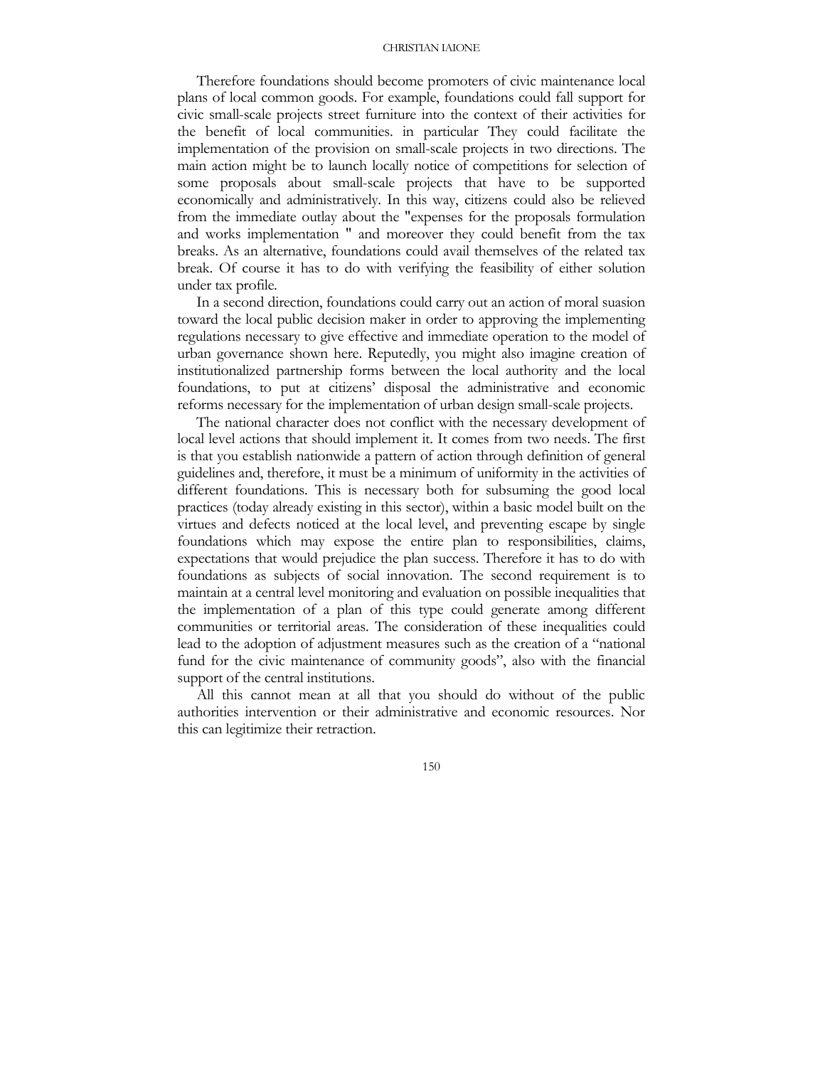Therefore foundations should become promoters of civic maintenance local plans of local common goods. For example, foundations could fall support for civic small-scale projects street furniture into the context of their activities for the benefit of local communities. in particular They could facilitate the implementation of the provision on small-scale projects in two directions. The main action might be to launch locally notice of competitions for selection of some proposals about small-scale projects that have to be supported economically and administratively. In this way, citizens could also be relieved from the immediate outlay about the "expenses for the proposals formulation and works implementation " and moreover they could benefit from the tax breaks. As an alternative, foundations could avail themselves of the related tax break. Of course it has to do with verifying the feasibility of either solution under tax profile.

In a second direction, foundations could carry out an action of moral suasion toward the local public decision maker in order to approving the implementing regulations necessary to give effective and immediate operation to the model of urban governance shown here. Reputedly, you might also imagine creation of institutionalized partnership forms between the local authority and the local foundations, to put at citizens' disposal the administrative and economic reforms necessary for the implementation of urban design small-scale projects.

The national character does not conflict with the necessary development of local level actions that should implement it. It comes from two needs. The first is that you establish nationwide a pattern of action through definition of general guidelines and, therefore, it must be a minimum of uniformity in the activities of different foundations. This is necessary both for subsuming the good local practices (today already existing in this sector), within a basic model built on the virtues and defects noticed at the local level, and preventing escape by single foundations which may expose the entire plan to responsibilities, claims, expectations that would prejudice the plan success. Therefore it has to do with foundations as subjects of social innovation. The second requirement is to maintain at a central level monitoring and evaluation on possible inequalities that the implementation of a plan of this type could generate among different communities or territorial areas. The consideration of these inequalities could lead to the adoption of adjustment measures such as the creation of a "national fund for the civic maintenance of community goods", also with the financial support of the central institutions.

All this cannot mean at all that you should do without of the public authorities intervention or their administrative and economic resources. Nor this can legitimize their retraction.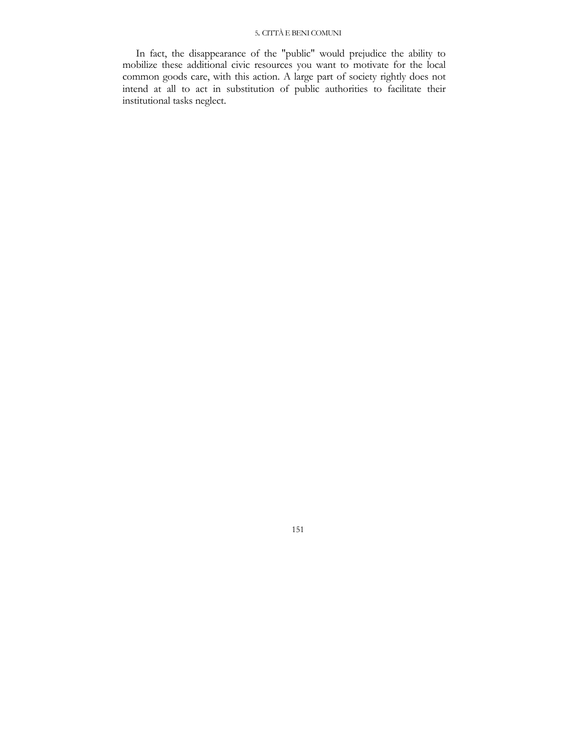In fact, the disappearance of the "public" would prejudice the ability to mobilize these additional civic resources you want to motivate for the local common goods care, with this action. A large part of society rightly does not intend at all to act in substitution of public authorities to facilitate their institutional tasks neglect.